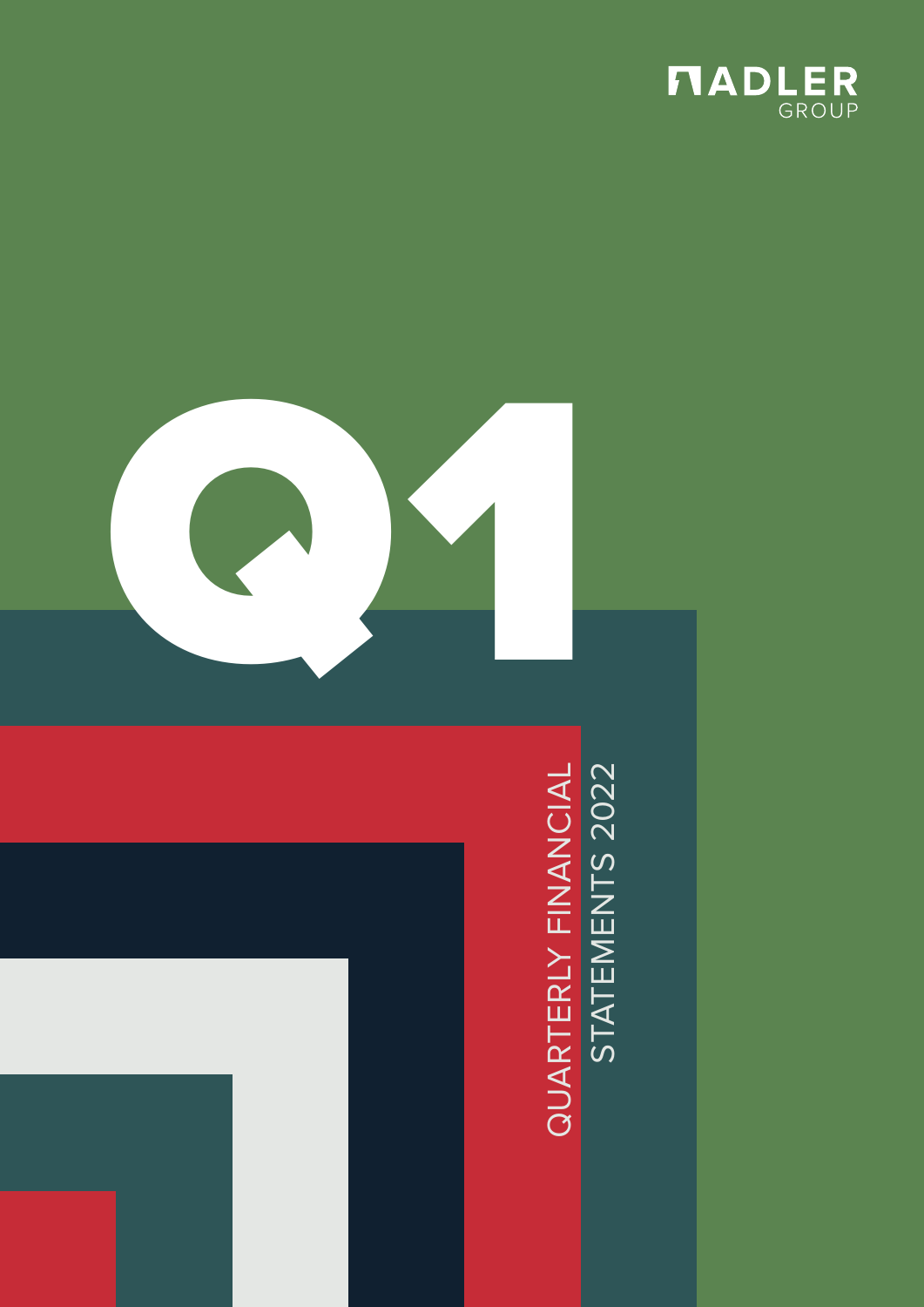ADLER GROUP

# Q1

QUARTERLY FINANCIAL STATEMENTS 2022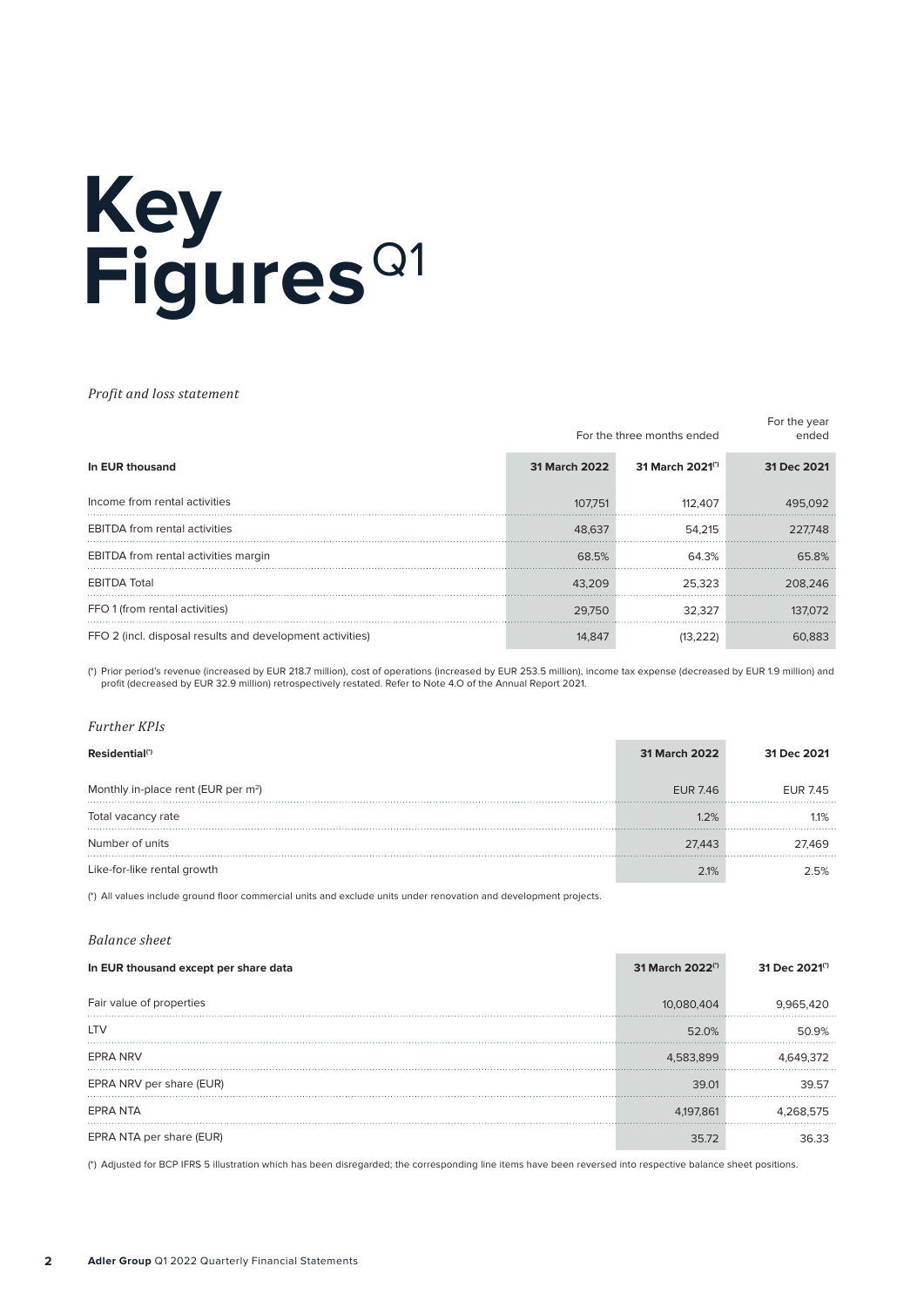# Key Figures Q1

*Profit and loss statement*

| In EUR thousand | For the three months ended 31 March 2022 | 31 March 2021(*) | For the year ended 31 Dec 2021 |
|---|---|---|---|
| Income from rental activities | 107,751 | 112,407 | 495,092 |
| EBITDA from rental activities | 48,637 | 54,215 | 227,748 |
| EBITDA from rental activities margin | 68.5% | 64.3% | 65.8% |
| EBITDA Total | 43,209 | 25,323 | 208,246 |
| FFO 1 (from rental activities) | 29,750 | 32,327 | 137,072 |
| FFO 2 (incl. disposal results and development activities) | 14,847 | (13,222) | 60,883 |

(*) Prior period's revenue (increased by EUR 218.7 million), cost of operations (increased by EUR 253.5 million), income tax expense (decreased by EUR 1.9 million) and profit (decreased by EUR 32.9 million) retrospectively restated. Refer to Note 4.O of the Annual Report 2021.

*Further KPIs*

| Residential(*) | 31 March 2022 | 31 Dec 2021 |
|---|---|---|
| Monthly in-place rent (EUR per m²) | EUR 7.46 | EUR 7.45 |
| Total vacancy rate | 1.2% | 1.1% |
| Number of units | 27,443 | 27,469 |
| Like-for-like rental growth | 2.1% | 2.5% |

(*) All values include ground floor commercial units and exclude units under renovation and development projects.

*Balance sheet*

| In EUR thousand except per share data | 31 March 2022(*) | 31 Dec 2021(*) |
|---|---|---|
| Fair value of properties | 10,080,404 | 9,965,420 |
| LTV | 52.0% | 50.9% |
| EPRA NRV | 4,583,899 | 4,649,372 |
| EPRA NRV per share (EUR) | 39.01 | 39.57 |
| EPRA NTA | 4,197,861 | 4,268,575 |
| EPRA NTA per share (EUR) | 35.72 | 36.33 |

(*) Adjusted for BCP IFRS 5 illustration which has been disregarded; the corresponding line items have been reversed into respective balance sheet positions.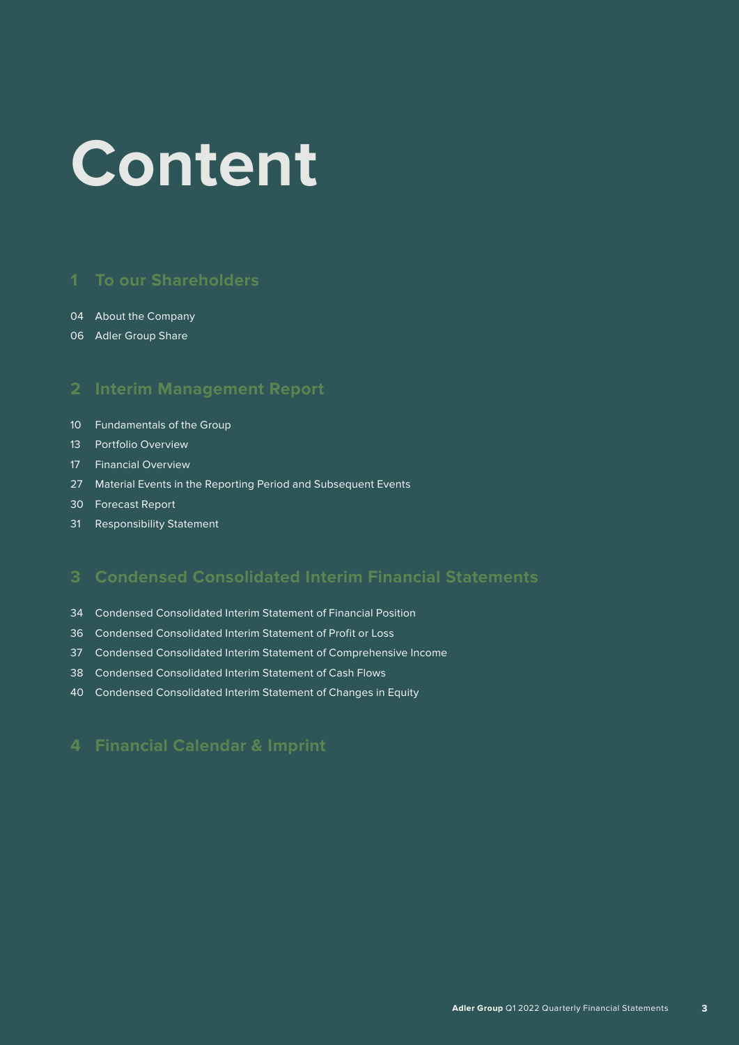# Content

## 1 To our Shareholders

04 About the Company

06 Adler Group Share

## 2 Interim Management Report

10 Fundamentals of the Group

13 Portfolio Overview

17 Financial Overview

27 Material Events in the Reporting Period and Subsequent Events

30 Forecast Report

31 Responsibility Statement

## 3 Condensed Consolidated Interim Financial Statements

34 Condensed Consolidated Interim Statement of Financial Position

36 Condensed Consolidated Interim Statement of Profit or Loss

37 Condensed Consolidated Interim Statement of Comprehensive Income

38 Condensed Consolidated Interim Statement of Cash Flows

40 Condensed Consolidated Interim Statement of Changes in Equity

## 4 Financial Calendar & Imprint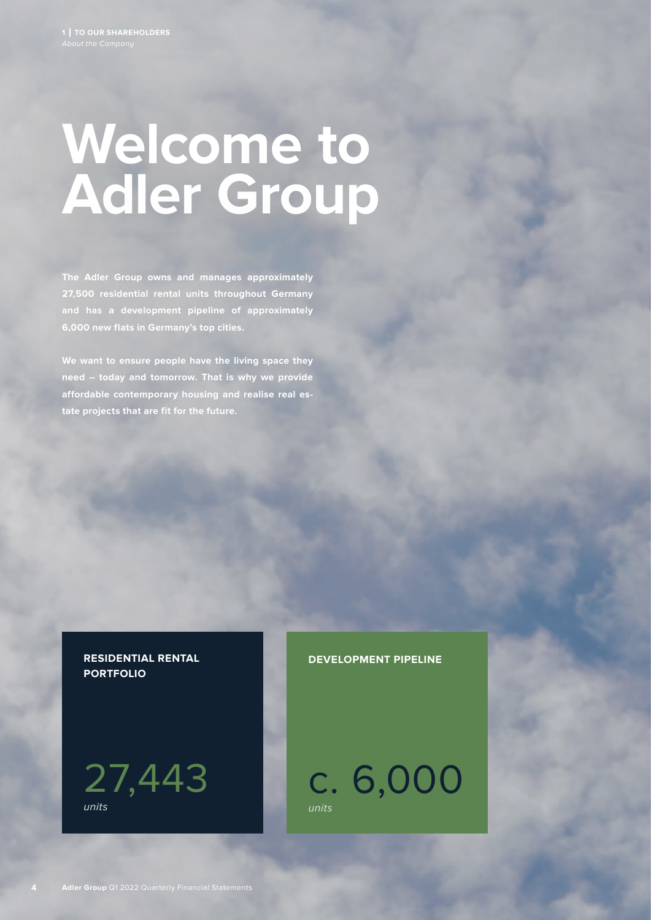# Welcome to Adler Group

**The Adler Group owns and manages approximately 27,500 residential rental units throughout Germany and has a development pipeline of approximately 6,000 new flats in Germany's top cities.**

**We want to ensure people have the living space they need – today and tomorrow. That is why we provide affordable contemporary housing and realise real estate projects that are fit for the future.**

**RESIDENTIAL RENTAL PORTFOLIO**

27,443
*units*

**DEVELOPMENT PIPELINE**

c. 6,000
*units*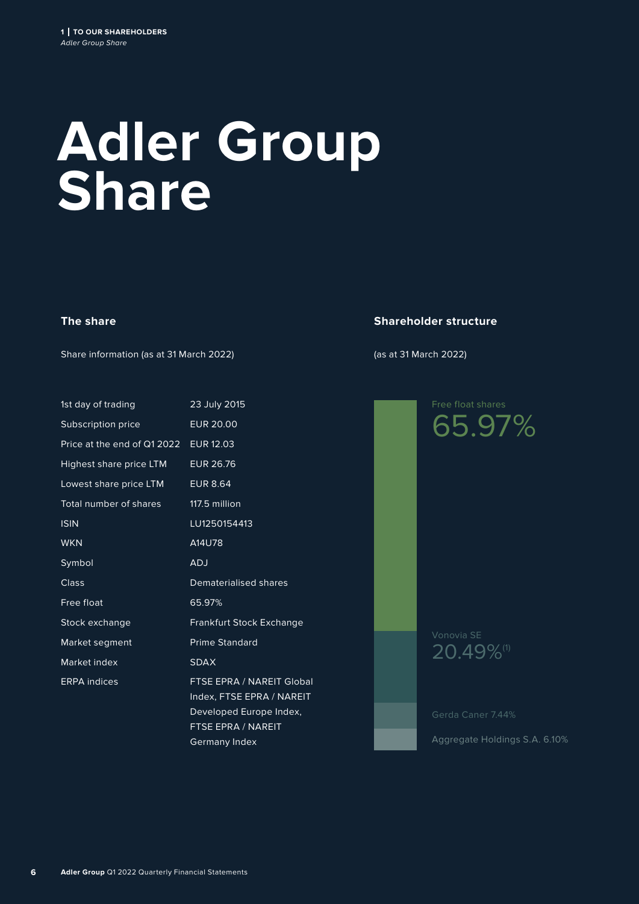# Adler Group Share

## The share

Share information (as at 31 March 2022)

| | |
|---|---|
| 1st day of trading | 23 July 2015 |
| Subscription price | EUR 20.00 |
| Price at the end of Q1 2022 | EUR 12.03 |
| Highest share price LTM | EUR 26.76 |
| Lowest share price LTM | EUR 8.64 |
| Total number of shares | 117.5 million |
| ISIN | LU1250154413 |
| WKN | A14U78 |
| Symbol | ADJ |
| Class | Dematerialised shares |
| Free float | 65.97% |
| Stock exchange | Frankfurt Stock Exchange |
| Market segment | Prime Standard |
| Market index | SDAX |
| ERPA indices | FTSE EPRA / NAREIT Global Index, FTSE EPRA / NAREIT Developed Europe Index, FTSE EPRA / NAREIT Germany Index |

## Shareholder structure

(as at 31 March 2022)

Free float shares 65.97%

Vonovia SE 20.49%[1]

Gerda Caner 7.44%

Aggregate Holdings S.A. 6.10%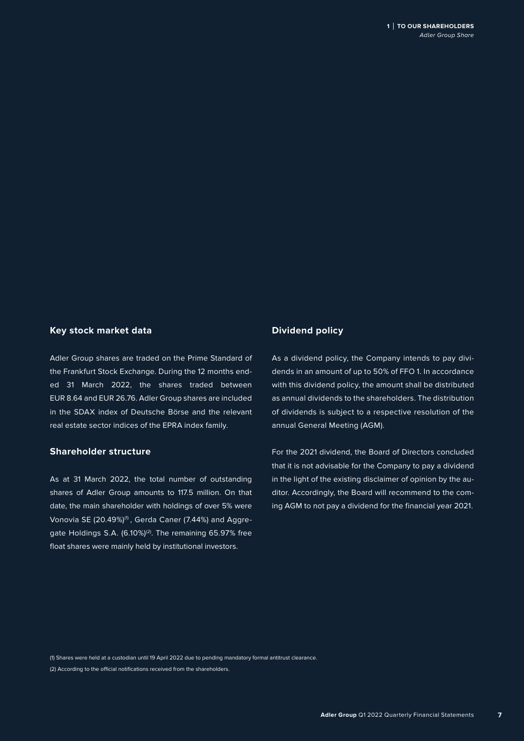## Key stock market data

Adler Group shares are traded on the Prime Standard of the Frankfurt Stock Exchange. During the 12 months ended 31 March 2022, the shares traded between EUR 8.64 and EUR 26.76. Adler Group shares are included in the SDAX index of Deutsche Börse and the relevant real estate sector indices of the EPRA index family.

## Shareholder structure

As at 31 March 2022, the total number of outstanding shares of Adler Group amounts to 117.5 million. On that date, the main shareholder with holdings of over 5% were Vonovia SE (20.49%)[1], Gerda Caner (7.44%) and Aggregate Holdings S.A. (6.10%)[2]. The remaining 65.97% free float shares were mainly held by institutional investors.

## Dividend policy

As a dividend policy, the Company intends to pay dividends in an amount of up to 50% of FFO 1. In accordance with this dividend policy, the amount shall be distributed as annual dividends to the shareholders. The distribution of dividends is subject to a respective resolution of the annual General Meeting (AGM).

For the 2021 dividend, the Board of Directors concluded that it is not advisable for the Company to pay a dividend in the light of the existing disclaimer of opinion by the auditor. Accordingly, the Board will recommend to the coming AGM to not pay a dividend for the financial year 2021.

(1) Shares were held at a custodian until 19 April 2022 due to pending mandatory formal antitrust clearance.

(2) According to the official notifications received from the shareholders.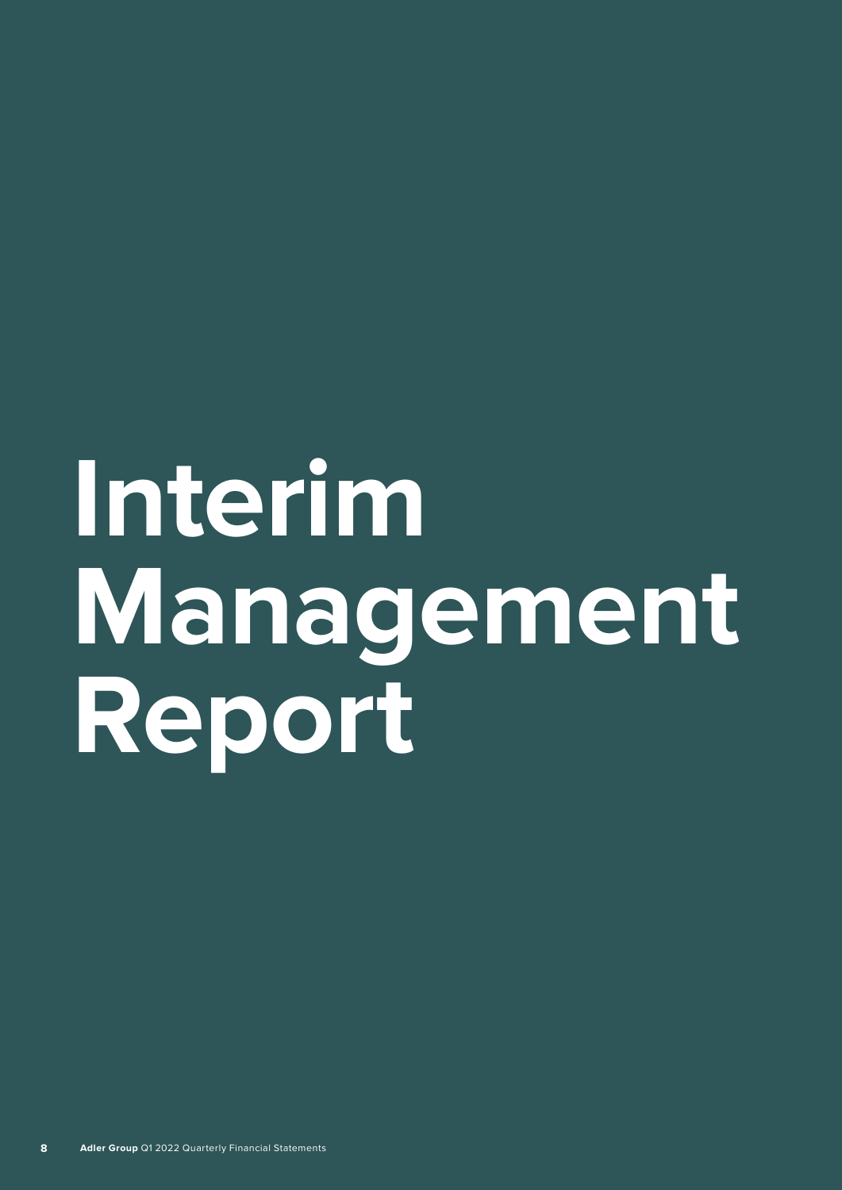# Interim Management Report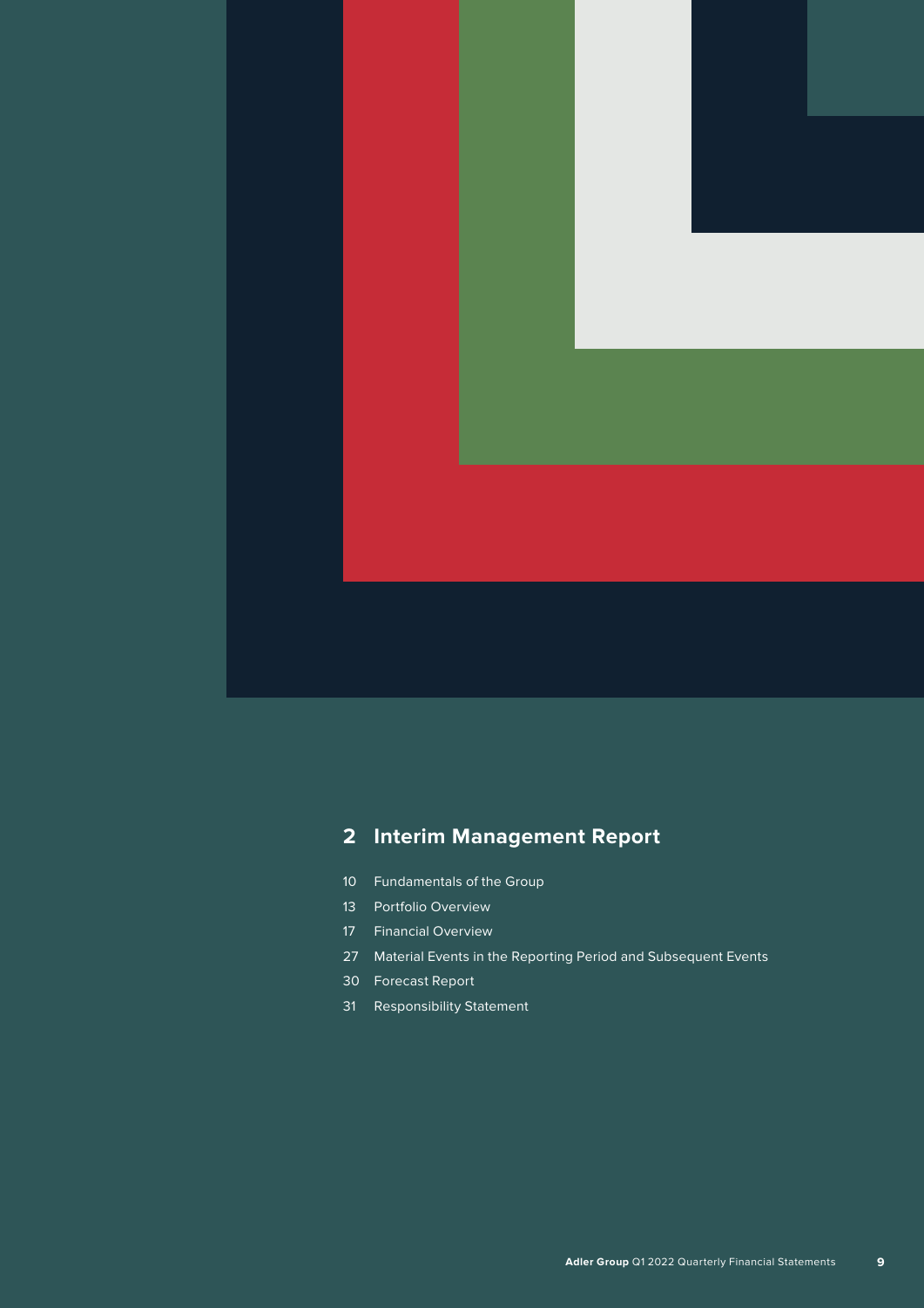# 2 Interim Management Report

- 10 Fundamentals of the Group
- 13 Portfolio Overview
- 17 Financial Overview
- 27 Material Events in the Reporting Period and Subsequent Events
- 30 Forecast Report
- 31 Responsibility Statement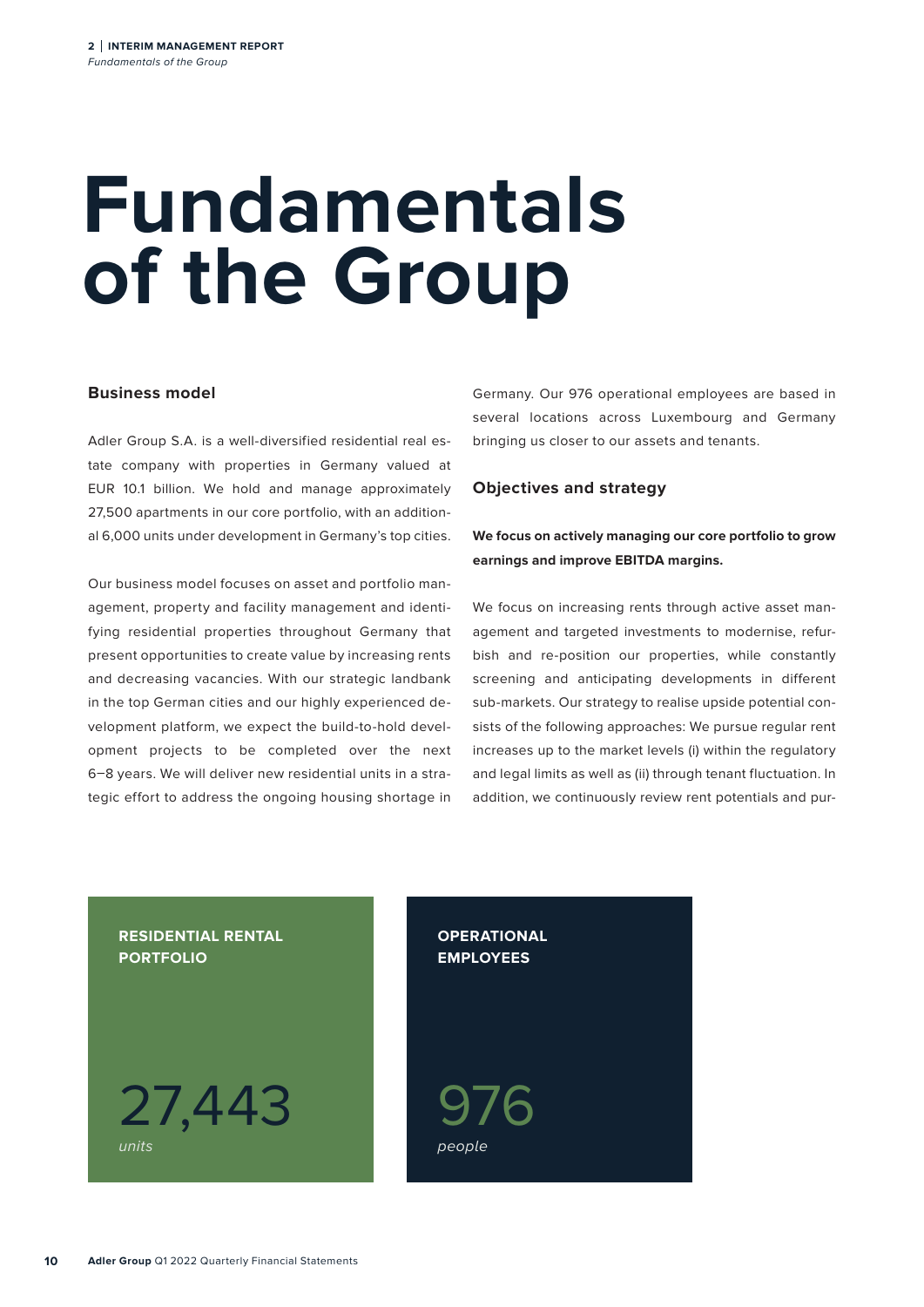# Fundamentals of the Group

### Business model

Adler Group S.A. is a well-diversified residential real estate company with properties in Germany valued at EUR 10.1 billion. We hold and manage approximately 27,500 apartments in our core portfolio, with an additional 6,000 units under development in Germany's top cities.

Our business model focuses on asset and portfolio management, property and facility management and identifying residential properties throughout Germany that present opportunities to create value by increasing rents and decreasing vacancies. With our strategic landbank in the top German cities and our highly experienced development platform, we expect the build-to-hold development projects to be completed over the next 6–8 years. We will deliver new residential units in a strategic effort to address the ongoing housing shortage in Germany. Our 976 operational employees are based in several locations across Luxembourg and Germany bringing us closer to our assets and tenants.

### Objectives and strategy

**We focus on actively managing our core portfolio to grow earnings and improve EBITDA margins.**

We focus on increasing rents through active asset management and targeted investments to modernise, refurbish and re-position our properties, while constantly screening and anticipating developments in different sub-markets. Our strategy to realise upside potential consists of the following approaches: We pursue regular rent increases up to the market levels (i) within the regulatory and legal limits as well as (ii) through tenant fluctuation. In addition, we continuously review rent potentials and pur-

**RESIDENTIAL RENTAL PORTFOLIO**

27,443
*units*

**OPERATIONAL EMPLOYEES**

976
*people*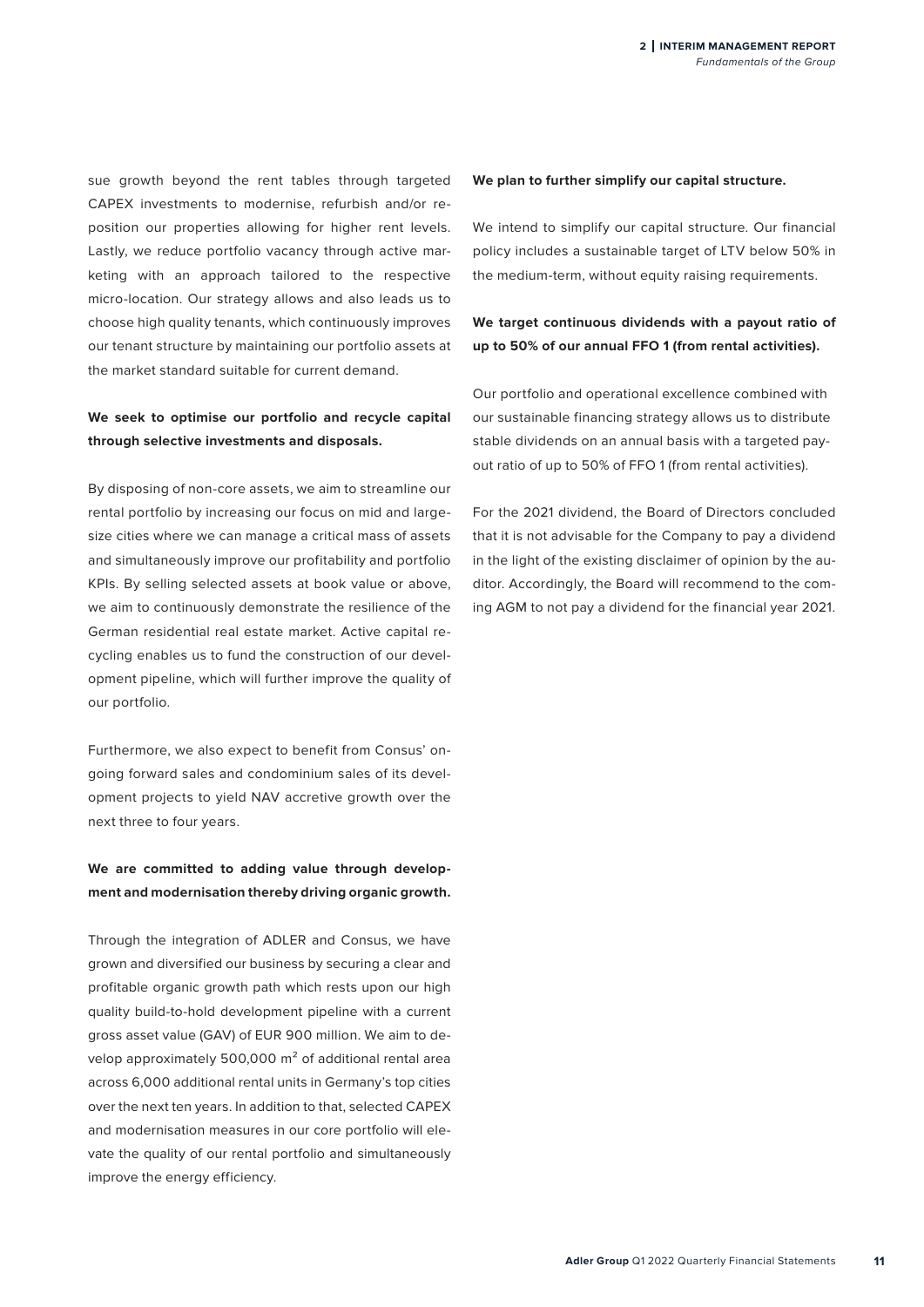sue growth beyond the rent tables through targeted CAPEX investments to modernise, refurbish and/or reposition our properties allowing for higher rent levels. Lastly, we reduce portfolio vacancy through active marketing with an approach tailored to the respective micro-location. Our strategy allows and also leads us to choose high quality tenants, which continuously improves our tenant structure by maintaining our portfolio assets at the market standard suitable for current demand.

**We seek to optimise our portfolio and recycle capital through selective investments and disposals.**

By disposing of non-core assets, we aim to streamline our rental portfolio by increasing our focus on mid and large-size cities where we can manage a critical mass of assets and simultaneously improve our profitability and portfolio KPIs. By selling selected assets at book value or above, we aim to continuously demonstrate the resilience of the German residential real estate market. Active capital recycling enables us to fund the construction of our development pipeline, which will further improve the quality of our portfolio.

Furthermore, we also expect to benefit from Consus' ongoing forward sales and condominium sales of its development projects to yield NAV accretive growth over the next three to four years.

**We are committed to adding value through development and modernisation thereby driving organic growth.**

Through the integration of ADLER and Consus, we have grown and diversified our business by securing a clear and profitable organic growth path which rests upon our high quality build-to-hold development pipeline with a current gross asset value (GAV) of EUR 900 million. We aim to develop approximately 500,000 m² of additional rental area across 6,000 additional rental units in Germany's top cities over the next ten years. In addition to that, selected CAPEX and modernisation measures in our core portfolio will elevate the quality of our rental portfolio and simultaneously improve the energy efficiency.

**We plan to further simplify our capital structure.**

We intend to simplify our capital structure. Our financial policy includes a sustainable target of LTV below 50% in the medium-term, without equity raising requirements.

**We target continuous dividends with a payout ratio of up to 50% of our annual FFO 1 (from rental activities).**

Our portfolio and operational excellence combined with our sustainable financing strategy allows us to distribute stable dividends on an annual basis with a targeted payout ratio of up to 50% of FFO 1 (from rental activities).

For the 2021 dividend, the Board of Directors concluded that it is not advisable for the Company to pay a dividend in the light of the existing disclaimer of opinion by the auditor. Accordingly, the Board will recommend to the coming AGM to not pay a dividend for the financial year 2021.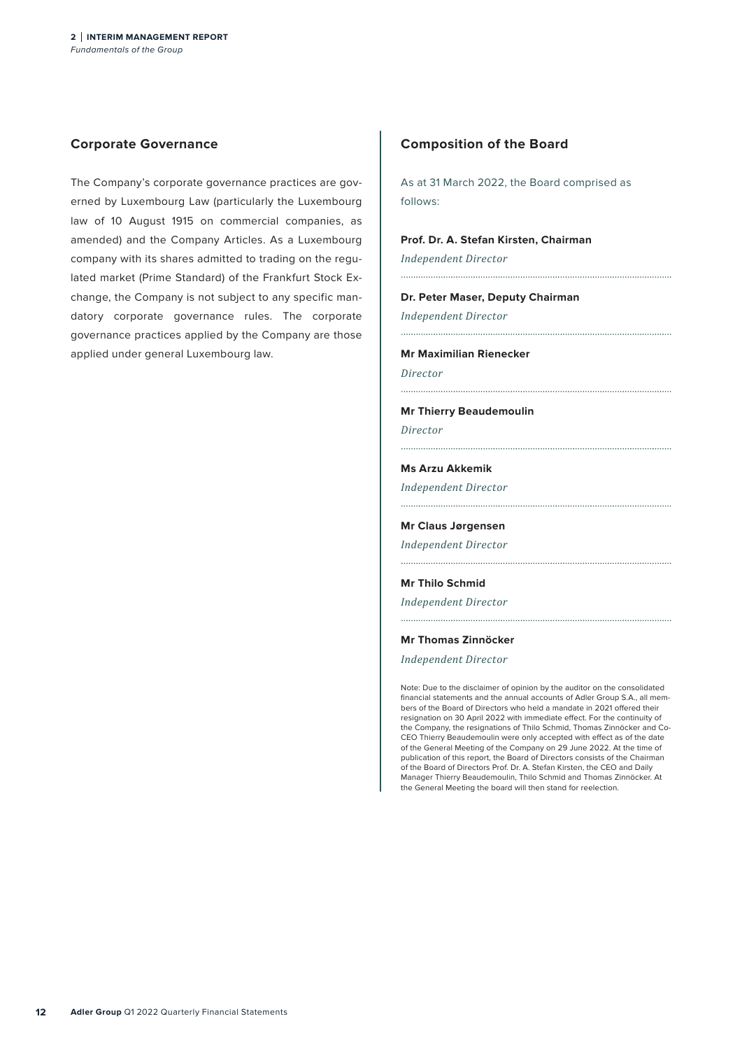## Corporate Governance

The Company's corporate governance practices are governed by Luxembourg Law (particularly the Luxembourg law of 10 August 1915 on commercial companies, as amended) and the Company Articles. As a Luxembourg company with its shares admitted to trading on the regulated market (Prime Standard) of the Frankfurt Stock Exchange, the Company is not subject to any specific mandatory corporate governance rules. The corporate governance practices applied by the Company are those applied under general Luxembourg law.

## Composition of the Board

As at 31 March 2022, the Board comprised as follows:

**Prof. Dr. A. Stefan Kirsten, Chairman**
*Independent Director*

**Dr. Peter Maser, Deputy Chairman**
*Independent Director*

**Mr Maximilian Rienecker**
*Director*

**Mr Thierry Beaudemoulin**
*Director*

**Ms Arzu Akkemik**
*Independent Director*

**Mr Claus Jørgensen**
*Independent Director*

**Mr Thilo Schmid**
*Independent Director*

**Mr Thomas Zinnöcker**
*Independent Director*

Note: Due to the disclaimer of opinion by the auditor on the consolidated financial statements and the annual accounts of Adler Group S.A., all members of the Board of Directors who held a mandate in 2021 offered their resignation on 30 April 2022 with immediate effect. For the continuity of the Company, the resignations of Thilo Schmid, Thomas Zinnöcker and Co-CEO Thierry Beaudemoulin were only accepted with effect as of the date of the General Meeting of the Company on 29 June 2022. At the time of publication of this report, the Board of Directors consists of the Chairman of the Board of Directors Prof. Dr. A. Stefan Kirsten, the CEO and Daily Manager Thierry Beaudemoulin, Thilo Schmid and Thomas Zinnöcker. At the General Meeting the board will then stand for reelection.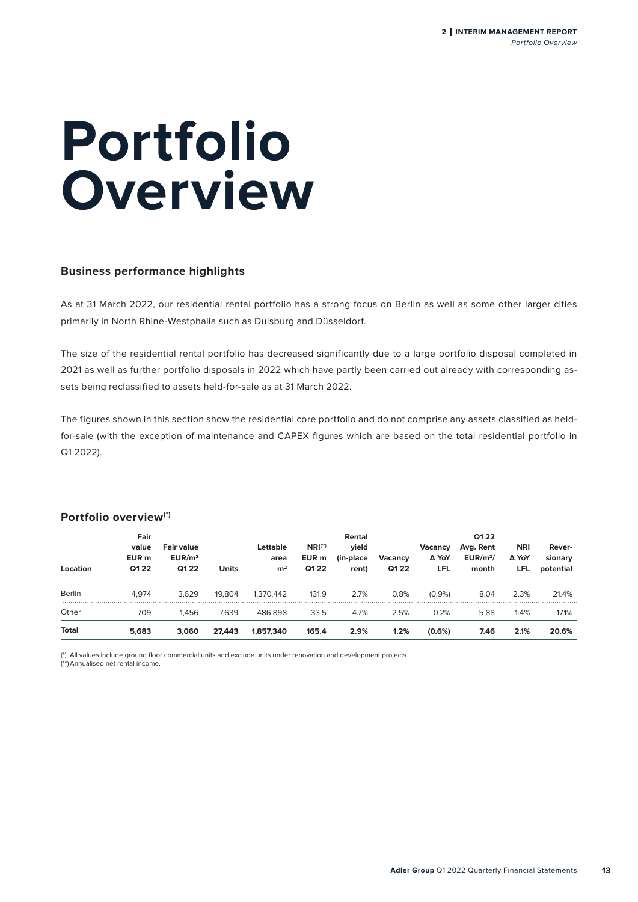# Portfolio Overview

### Business performance highlights

As at 31 March 2022, our residential rental portfolio has a strong focus on Berlin as well as some other larger cities primarily in North Rhine-Westphalia such as Duisburg and Düsseldorf.

The size of the residential rental portfolio has decreased significantly due to a large portfolio disposal completed in 2021 as well as further portfolio disposals in 2022 which have partly been carried out already with corresponding assets being reclassified to assets held-for-sale as at 31 March 2022.

The figures shown in this section show the residential core portfolio and do not comprise any assets classified as held-for-sale (with the exception of maintenance and CAPEX figures which are based on the total residential portfolio in Q1 2022).

### Portfolio overview(*)

| Location | Fair value EUR m Q1 22 | Fair value EUR/m² Q1 22 | Units | Lettable area m² | NRI(**) EUR m Q1 22 | Rental yield (in-place rent) | Vacancy Q1 22 | Vacancy Δ YoY LFL | Q1 22 Avg. Rent EUR/m²/ month | NRI Δ YoY LFL | Rever-sionary potential |
|---|---|---|---|---|---|---|---|---|---|---|---|
| Berlin | 4,974 | 3,629 | 19,804 | 1,370,442 | 131.9 | 2.7% | 0.8% | (0.9%) | 8.04 | 2.3% | 21.4% |
| Other | 709 | 1,456 | 7,639 | 486,898 | 33.5 | 4.7% | 2.5% | 0.2% | 5.88 | 1.4% | 17.1% |
| **Total** | **5,683** | **3,060** | **27,443** | **1,857,340** | **165.4** | **2.9%** | **1.2%** | **(0.6%)** | **7.46** | **2.1%** | **20.6%** |

(*) All values include ground floor commercial units and exclude units under renovation and development projects.
(**) Annualised net rental income.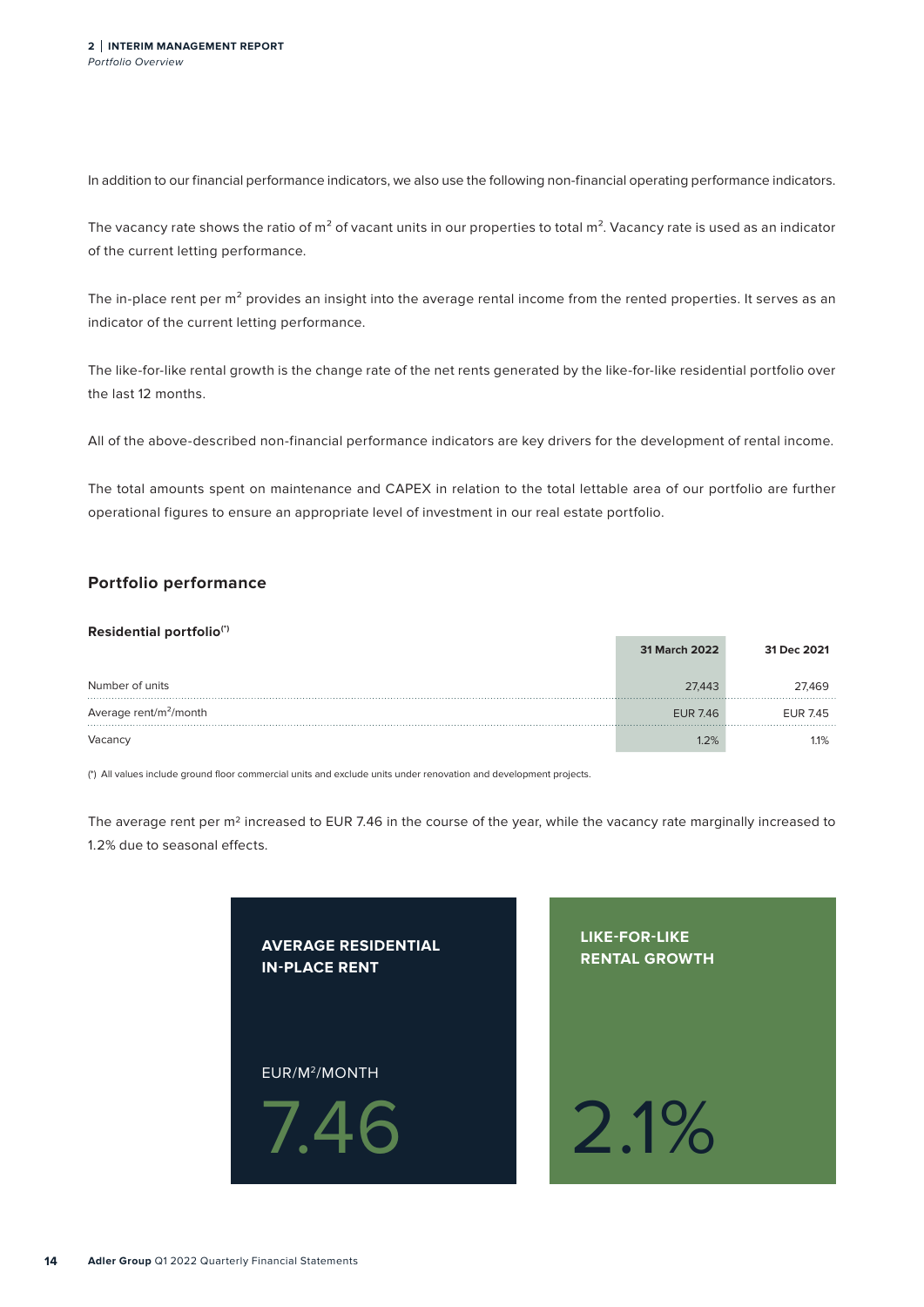In addition to our financial performance indicators, we also use the following non-financial operating performance indicators.

The vacancy rate shows the ratio of m² of vacant units in our properties to total m². Vacancy rate is used as an indicator of the current letting performance.

The in-place rent per m² provides an insight into the average rental income from the rented properties. It serves as an indicator of the current letting performance.

The like-for-like rental growth is the change rate of the net rents generated by the like-for-like residential portfolio over the last 12 months.

All of the above-described non-financial performance indicators are key drivers for the development of rental income.

The total amounts spent on maintenance and CAPEX in relation to the total lettable area of our portfolio are further operational figures to ensure an appropriate level of investment in our real estate portfolio.

## Portfolio performance

**Residential portfolio(*)**

| | 31 March 2022 | 31 Dec 2021 |
|---|---|---|
| Number of units | 27,443 | 27,469 |
| Average rent/m²/month | EUR 7.46 | EUR 7.45 |
| Vacancy | 1.2% | 1.1% |

(*) All values include ground floor commercial units and exclude units under renovation and development projects.

The average rent per m² increased to EUR 7.46 in the course of the year, while the vacancy rate marginally increased to 1.2% due to seasonal effects.

**AVERAGE RESIDENTIAL IN-PLACE RENT**

EUR/M²/MONTH

7.46

**LIKE-FOR-LIKE RENTAL GROWTH**

2.1%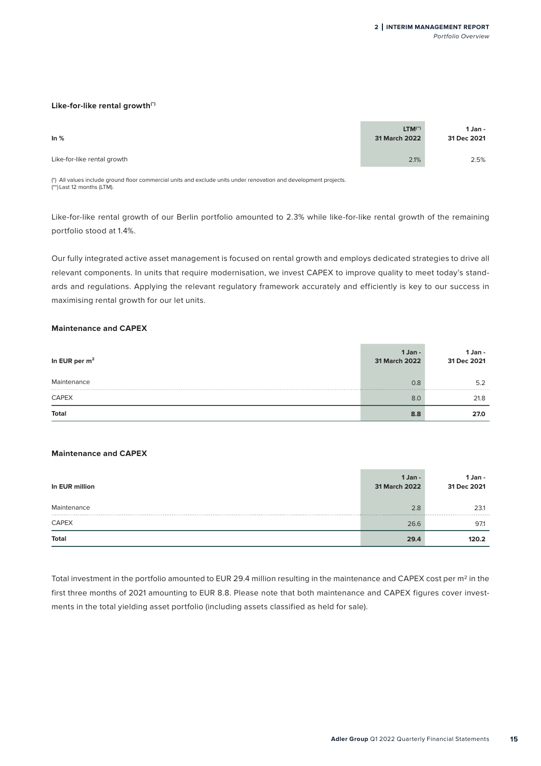**Like-for-like rental growth(*)**

| In % | LTM(**) 31 March 2022 | 1 Jan - 31 Dec 2021 |
|---|---|---|
| Like-for-like rental growth | 2.1% | 2.5% |

(*) All values include ground floor commercial units and exclude units under renovation and development projects.
(**) Last 12 months (LTM).

Like-for-like rental growth of our Berlin portfolio amounted to 2.3% while like-for-like rental growth of the remaining portfolio stood at 1.4%.

Our fully integrated active asset management is focused on rental growth and employs dedicated strategies to drive all relevant components. In units that require modernisation, we invest CAPEX to improve quality to meet today's standards and regulations. Applying the relevant regulatory framework accurately and efficiently is key to our success in maximising rental growth for our let units.

**Maintenance and CAPEX**

| In EUR per $m^2$ | 1 Jan - 31 March 2022 | 1 Jan - 31 Dec 2021 |
|---|---|---|
| Maintenance | 0.8 | 5.2 |
| CAPEX | 8.0 | 21.8 |
| **Total** | **8.8** | **27.0** |

**Maintenance and CAPEX**

| In EUR million | 1 Jan - 31 March 2022 | 1 Jan - 31 Dec 2021 |
|---|---|---|
| Maintenance | 2.8 | 23.1 |
| CAPEX | 26.6 | 97.1 |
| **Total** | **29.4** | **120.2** |

Total investment in the portfolio amounted to EUR 29.4 million resulting in the maintenance and CAPEX cost per $m^2$ in the first three months of 2021 amounting to EUR 8.8. Please note that both maintenance and CAPEX figures cover investments in the total yielding asset portfolio (including assets classified as held for sale).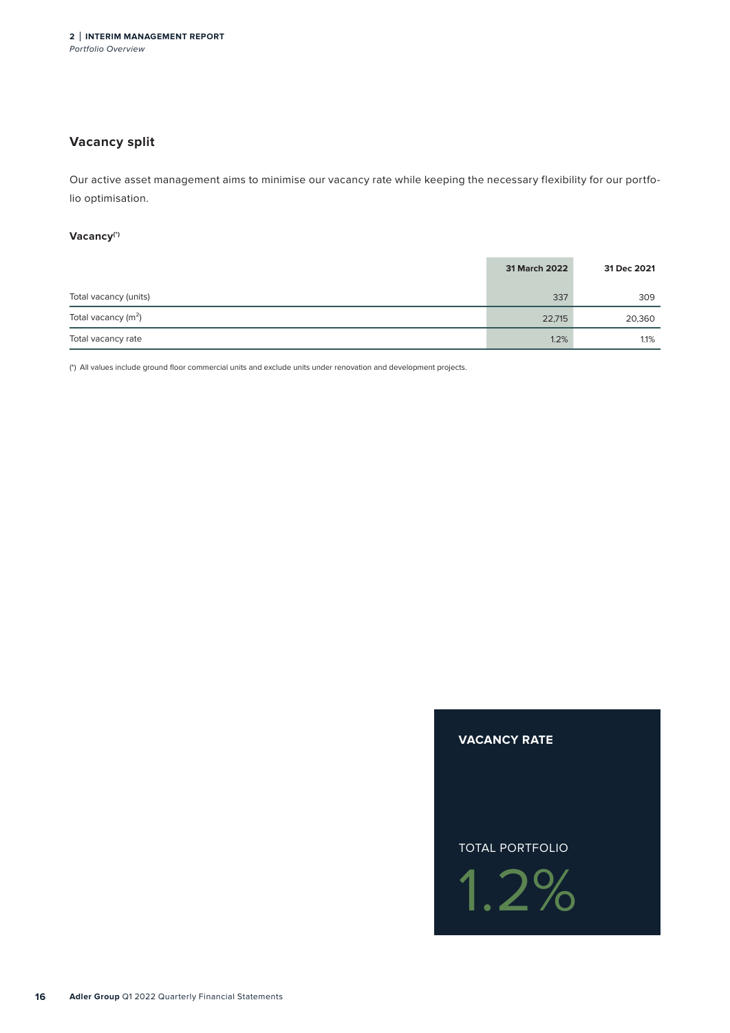## Vacancy split

Our active asset management aims to minimise our vacancy rate while keeping the necessary flexibility for our portfolio optimisation.

### Vacancy(*)

| | 31 March 2022 | 31 Dec 2021 |
|---|---|---|
| Total vacancy (units) | 337 | 309 |
| Total vacancy ($m^2$) | 22,715 | 20,360 |
| Total vacancy rate | 1.2% | 1.1% |

(*) All values include ground floor commercial units and exclude units under renovation and development projects.

**VACANCY RATE**

TOTAL PORTFOLIO

1.2%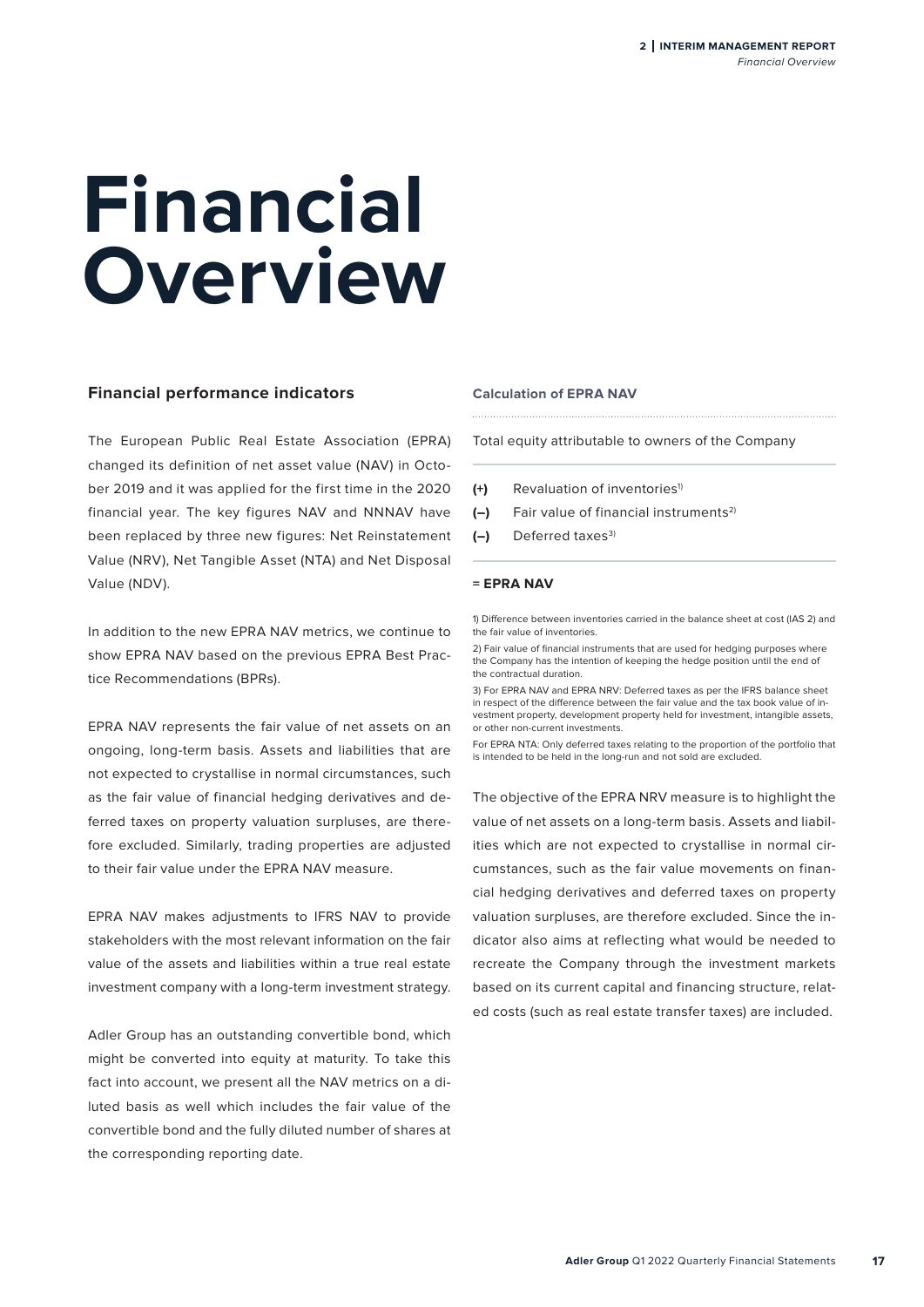# Financial Overview

## Financial performance indicators

The European Public Real Estate Association (EPRA) changed its definition of net asset value (NAV) in October 2019 and it was applied for the first time in the 2020 financial year. The key figures NAV and NNNAV have been replaced by three new figures: Net Reinstatement Value (NRV), Net Tangible Asset (NTA) and Net Disposal Value (NDV).

In addition to the new EPRA NAV metrics, we continue to show EPRA NAV based on the previous EPRA Best Practice Recommendations (BPRs).

EPRA NAV represents the fair value of net assets on an ongoing, long-term basis. Assets and liabilities that are not expected to crystallise in normal circumstances, such as the fair value of financial hedging derivatives and deferred taxes on property valuation surpluses, are therefore excluded. Similarly, trading properties are adjusted to their fair value under the EPRA NAV measure.

EPRA NAV makes adjustments to IFRS NAV to provide stakeholders with the most relevant information on the fair value of the assets and liabilities within a true real estate investment company with a long-term investment strategy.

Adler Group has an outstanding convertible bond, which might be converted into equity at maturity. To take this fact into account, we present all the NAV metrics on a diluted basis as well which includes the fair value of the convertible bond and the fully diluted number of shares at the corresponding reporting date.

**Calculation of EPRA NAV**

| | |
|---|---|
| | Total equity attributable to owners of the Company |
| **(+)** | Revaluation of inventories[1] |
| **(–)** | Fair value of financial instruments[2] |
| **(–)** | Deferred taxes[3] |
| | **= EPRA NAV** |

1) Difference between inventories carried in the balance sheet at cost (IAS 2) and the fair value of inventories.

2) Fair value of financial instruments that are used for hedging purposes where the Company has the intention of keeping the hedge position until the end of the contractual duration.

3) For EPRA NAV and EPRA NRV: Deferred taxes as per the IFRS balance sheet in respect of the difference between the fair value and the tax book value of investment property, development property held for investment, intangible assets, or other non-current investments.

For EPRA NTA: Only deferred taxes relating to the proportion of the portfolio that is intended to be held in the long-run and not sold are excluded.

The objective of the EPRA NRV measure is to highlight the value of net assets on a long-term basis. Assets and liabilities which are not expected to crystallise in normal circumstances, such as the fair value movements on financial hedging derivatives and deferred taxes on property valuation surpluses, are therefore excluded. Since the indicator also aims at reflecting what would be needed to recreate the Company through the investment markets based on its current capital and financing structure, related costs (such as real estate transfer taxes) are included.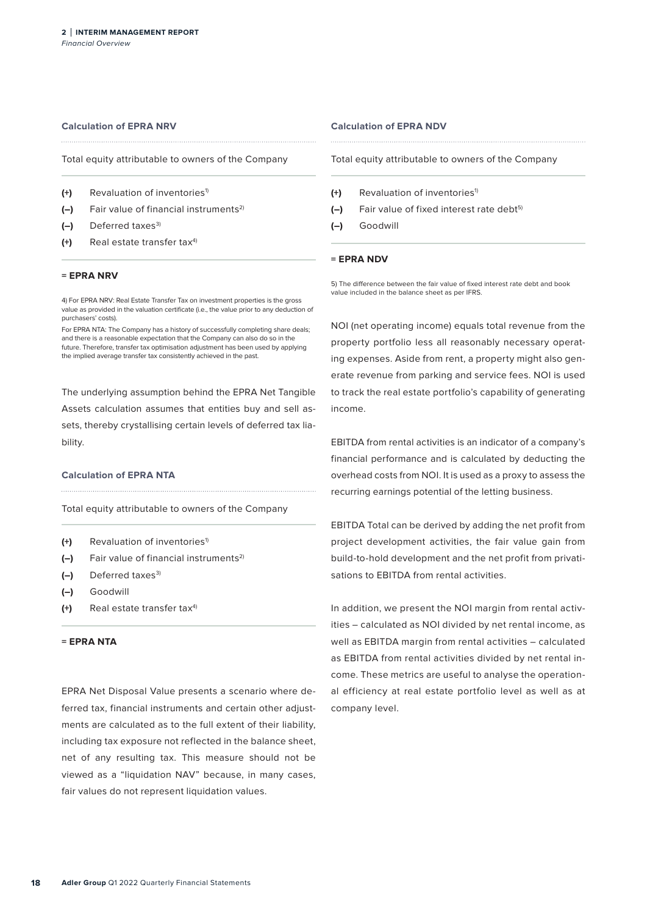**Calculation of EPRA NRV**

Total equity attributable to owners of the Company

| | |
|---|---|
| **(+)** | Revaluation of inventories[1] |
| **(–)** | Fair value of financial instruments[2] |
| **(–)** | Deferred taxes[3] |
| **(+)** | Real estate transfer tax[4] |

= **EPRA NRV**

4) For EPRA NRV: Real Estate Transfer Tax on investment properties is the gross value as provided in the valuation certificate (i.e., the value prior to any deduction of purchasers' costs).
For EPRA NTA: The Company has a history of successfully completing share deals; and there is a reasonable expectation that the Company can also do so in the future. Therefore, transfer tax optimisation adjustment has been used by applying the implied average transfer tax consistently achieved in the past.

The underlying assumption behind the EPRA Net Tangible Assets calculation assumes that entities buy and sell assets, thereby crystallising certain levels of deferred tax liability.

**Calculation of EPRA NTA**

Total equity attributable to owners of the Company

| | |
|---|---|
| **(+)** | Revaluation of inventories[1] |
| **(–)** | Fair value of financial instruments[2] |
| **(–)** | Deferred taxes[3] |
| **(–)** | Goodwill |
| **(+)** | Real estate transfer tax[4] |

= **EPRA NTA**

EPRA Net Disposal Value presents a scenario where deferred tax, financial instruments and certain other adjustments are calculated as to the full extent of their liability, including tax exposure not reflected in the balance sheet, net of any resulting tax. This measure should not be viewed as a "liquidation NAV" because, in many cases, fair values do not represent liquidation values.

**Calculation of EPRA NDV**

Total equity attributable to owners of the Company

| | |
|---|---|
| **(+)** | Revaluation of inventories[1] |
| **(–)** | Fair value of fixed interest rate debt[5] |
| **(–)** | Goodwill |

= **EPRA NDV**

5) The difference between the fair value of fixed interest rate debt and book value included in the balance sheet as per IFRS.

NOI (net operating income) equals total revenue from the property portfolio less all reasonably necessary operating expenses. Aside from rent, a property might also generate revenue from parking and service fees. NOI is used to track the real estate portfolio's capability of generating income.

EBITDA from rental activities is an indicator of a company's financial performance and is calculated by deducting the overhead costs from NOI. It is used as a proxy to assess the recurring earnings potential of the letting business.

EBITDA Total can be derived by adding the net profit from project development activities, the fair value gain from build-to-hold development and the net profit from privatisations to EBITDA from rental activities.

In addition, we present the NOI margin from rental activities – calculated as NOI divided by net rental income, as well as EBITDA margin from rental activities – calculated as EBITDA from rental activities divided by net rental income. These metrics are useful to analyse the operational efficiency at real estate portfolio level as well as at company level.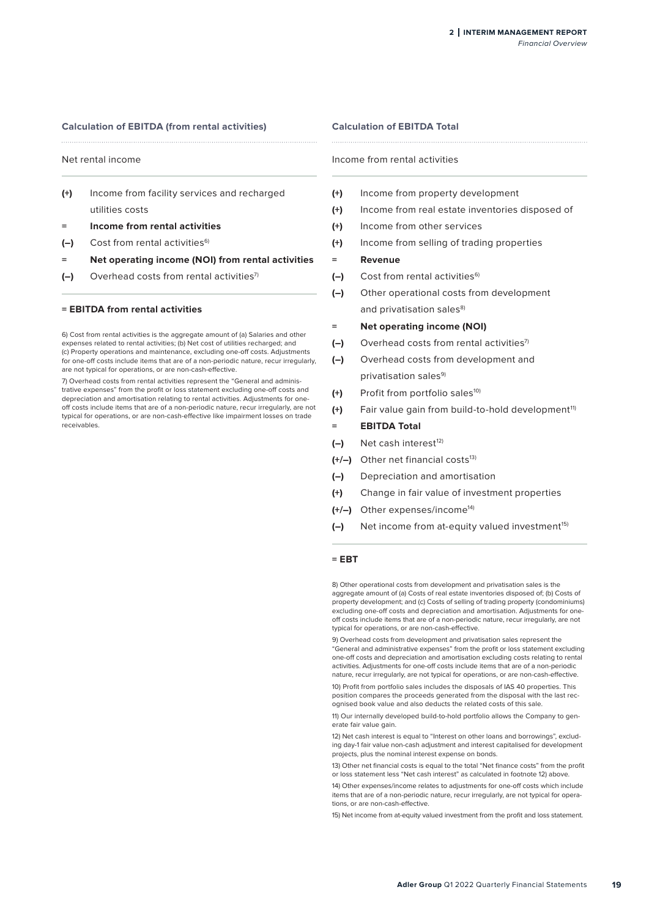### Calculation of EBITDA (from rental activities)

| | Net rental income |
|---|---|
| (+) | Income from facility services and recharged utilities costs |
| = | **Income from rental activities** |
| (–) | Cost from rental activities[6] |
| = | **Net operating income (NOI) from rental activities** |
| (–) | Overhead costs from rental activities[7] |
| = | **EBITDA from rental activities** |

6) Cost from rental activities is the aggregate amount of (a) Salaries and other expenses related to rental activities; (b) Net cost of utilities recharged; and (c) Property operations and maintenance, excluding one-off costs. Adjustments for one-off costs include items that are of a non-periodic nature, recur irregularly, are not typical for operations, or are non-cash-effective.

7) Overhead costs from rental activities represent the "General and administrative expenses" from the profit or loss statement excluding one-off costs and depreciation and amortisation relating to rental activities. Adjustments for one-off costs include items that are of a non-periodic nature, recur irregularly, are not typical for operations, or are non-cash-effective like impairment losses on trade receivables.

### Calculation of EBITDA Total

| | Income from rental activities |
|---|---|
| (+) | Income from property development |
| (+) | Income from real estate inventories disposed of |
| (+) | Income from other services |
| (+) | Income from selling of trading properties |
| = | **Revenue** |
| (–) | Cost from rental activities[6] |
| (–) | Other operational costs from development and privatisation sales[8] |
| = | **Net operating income (NOI)** |
| (–) | Overhead costs from rental activities[7] |
| (–) | Overhead costs from development and privatisation sales[9] |
| (+) | Profit from portfolio sales[10] |
| (+) | Fair value gain from build-to-hold development[11] |
| = | **EBITDA Total** |
| (–) | Net cash interest[12] |
| (+/–) | Other net financial costs[13] |
| (–) | Depreciation and amortisation |
| (+) | Change in fair value of investment properties |
| (+/–) | Other expenses/income[14] |
| (–) | Net income from at-equity valued investment[15] |
| = | **EBT** |

8) Other operational costs from development and privatisation sales is the aggregate amount of (a) Costs of real estate inventories disposed of; (b) Costs of property development; and (c) Costs of selling of trading property (condominiums) excluding one-off costs and depreciation and amortisation. Adjustments for one-off costs include items that are of a non-periodic nature, recur irregularly, are not typical for operations, or are non-cash-effective.

9) Overhead costs from development and privatisation sales represent the "General and administrative expenses" from the profit or loss statement excluding one-off costs and depreciation and amortisation excluding costs relating to rental activities. Adjustments for one-off costs include items that are of a non-periodic nature, recur irregularly, are not typical for operations, or are non-cash-effective.

10) Profit from portfolio sales includes the disposals of IAS 40 properties. This position compares the proceeds generated from the disposal with the last recognised book value and also deducts the related costs of this sale.

11) Our internally developed build-to-hold portfolio allows the Company to generate fair value gain.

12) Net cash interest is equal to "Interest on other loans and borrowings", excluding day-1 fair value non-cash adjustment and interest capitalised for development projects, plus the nominal interest expense on bonds.

13) Other net financial costs is equal to the total "Net finance costs" from the profit or loss statement less "Net cash interest" as calculated in footnote 12) above.

14) Other expenses/income relates to adjustments for one-off costs which include items that are of a non-periodic nature, recur irregularly, are not typical for operations, or are non-cash-effective.

15) Net income from at-equity valued investment from the profit and loss statement.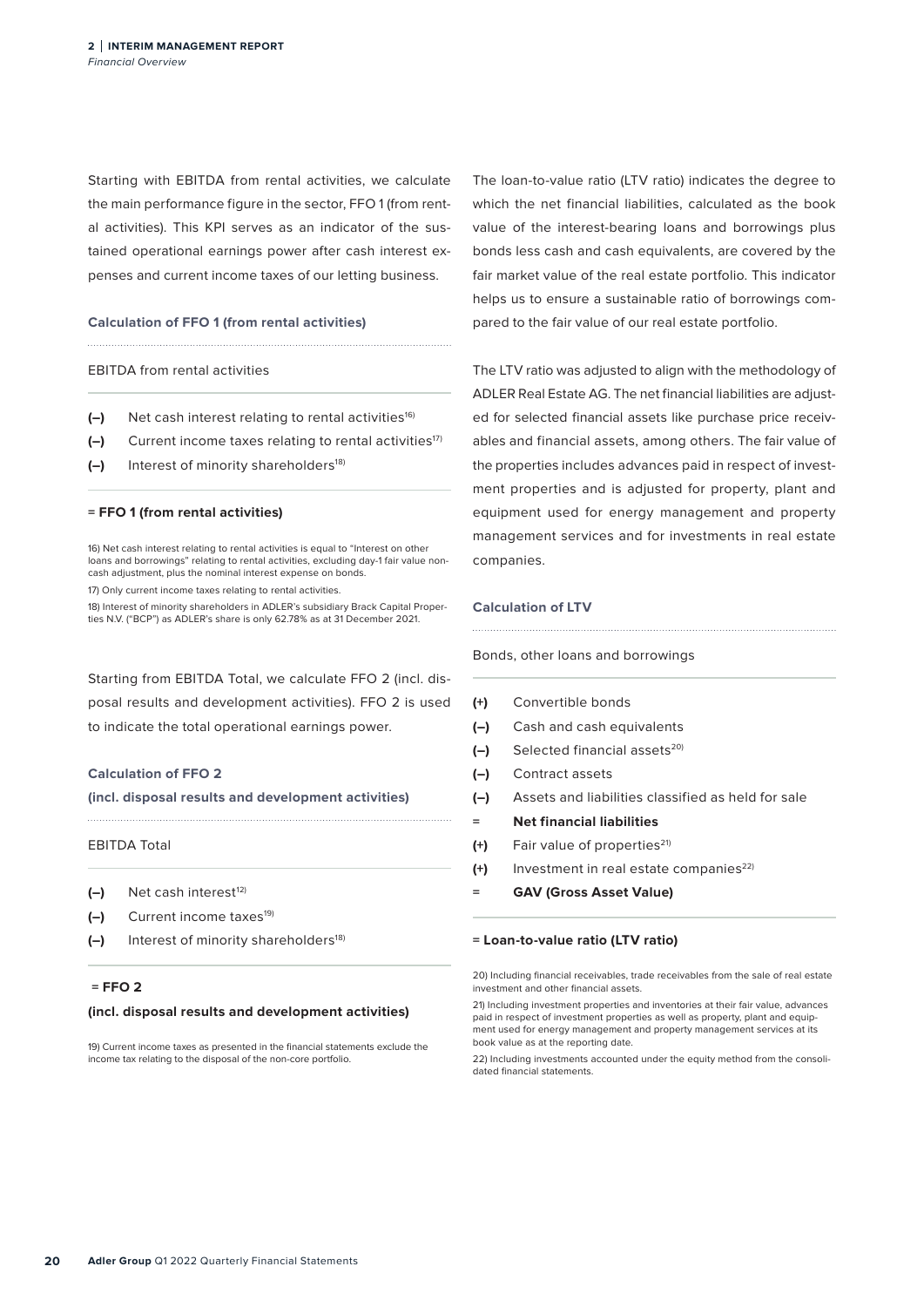Starting with EBITDA from rental activities, we calculate the main performance figure in the sector, FFO 1 (from rental activities). This KPI serves as an indicator of the sustained operational earnings power after cash interest expenses and current income taxes of our letting business.

**Calculation of FFO 1 (from rental activities)**

| | EBITDA from rental activities |
|---|---|
| **(–)** | Net cash interest relating to rental activities[16] |
| **(–)** | Current income taxes relating to rental activities[17] |
| **(–)** | Interest of minority shareholders[18] |
| = | **FFO 1 (from rental activities)** |

16) Net cash interest relating to rental activities is equal to "Interest on other loans and borrowings" relating to rental activities, excluding day-1 fair value non-cash adjustment, plus the nominal interest expense on bonds.

17) Only current income taxes relating to rental activities.

18) Interest of minority shareholders in ADLER's subsidiary Brack Capital Properties N.V. ("BCP") as ADLER's share is only 62.78% as at 31 December 2021.

Starting from EBITDA Total, we calculate FFO 2 (incl. disposal results and development activities). FFO 2 is used to indicate the total operational earnings power.

**Calculation of FFO 2**
**(incl. disposal results and development activities)**

| | EBITDA Total |
|---|---|
| **(–)** | Net cash interest[12] |
| **(–)** | Current income taxes[19] |
| **(–)** | Interest of minority shareholders[18] |
| = | **FFO 2 (incl. disposal results and development activities)** |

19) Current income taxes as presented in the financial statements exclude the income tax relating to the disposal of the non-core portfolio.

The loan-to-value ratio (LTV ratio) indicates the degree to which the net financial liabilities, calculated as the book value of the interest-bearing loans and borrowings plus bonds less cash and cash equivalents, are covered by the fair market value of the real estate portfolio. This indicator helps us to ensure a sustainable ratio of borrowings compared to the fair value of our real estate portfolio.

The LTV ratio was adjusted to align with the methodology of ADLER Real Estate AG. The net financial liabilities are adjusted for selected financial assets like purchase price receivables and financial assets, among others. The fair value of the properties includes advances paid in respect of investment properties and is adjusted for property, plant and equipment used for energy management and property management services and for investments in real estate companies.

**Calculation of LTV**

| | Bonds, other loans and borrowings |
|---|---|
| **(+)** | Convertible bonds |
| **(–)** | Cash and cash equivalents |
| **(–)** | Selected financial assets[20] |
| **(–)** | Contract assets |
| **(–)** | Assets and liabilities classified as held for sale |
| = | **Net financial liabilities** |
| **(+)** | Fair value of properties[21] |
| **(+)** | Investment in real estate companies[22] |
| = | **GAV (Gross Asset Value)** |
| = | **Loan-to-value ratio (LTV ratio)** |

20) Including financial receivables, trade receivables from the sale of real estate investment and other financial assets.

21) Including investment properties and inventories at their fair value, advances paid in respect of investment properties as well as property, plant and equipment used for energy management and property management services at its book value as at the reporting date.

22) Including investments accounted under the equity method from the consolidated financial statements.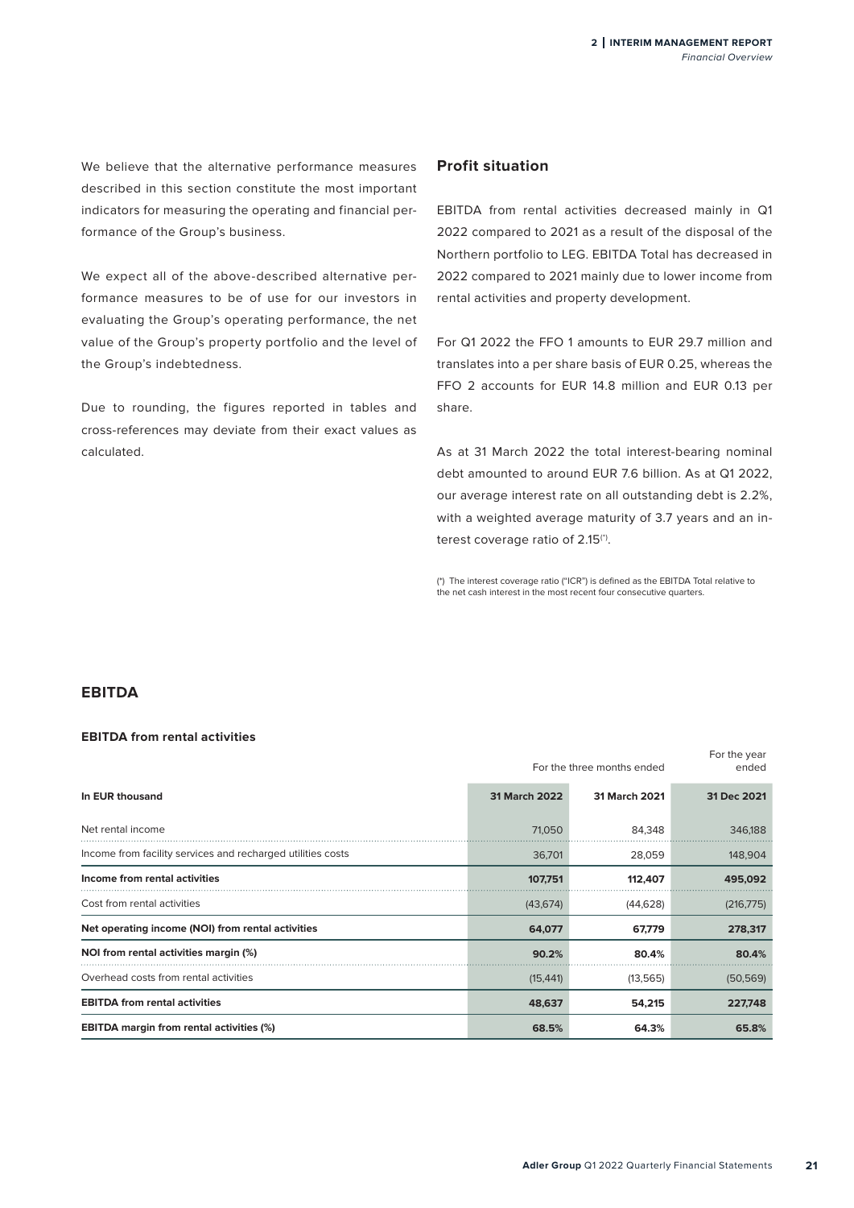We believe that the alternative performance measures described in this section constitute the most important indicators for measuring the operating and financial performance of the Group's business.

We expect all of the above-described alternative performance measures to be of use for our investors in evaluating the Group's operating performance, the net value of the Group's property portfolio and the level of the Group's indebtedness.

Due to rounding, the figures reported in tables and cross-references may deviate from their exact values as calculated.

## Profit situation

EBITDA from rental activities decreased mainly in Q1 2022 compared to 2021 as a result of the disposal of the Northern portfolio to LEG. EBITDA Total has decreased in 2022 compared to 2021 mainly due to lower income from rental activities and property development.

For Q1 2022 the FFO 1 amounts to EUR 29.7 million and translates into a per share basis of EUR 0.25, whereas the FFO 2 accounts for EUR 14.8 million and EUR 0.13 per share.

As at 31 March 2022 the total interest-bearing nominal debt amounted to around EUR 7.6 billion. As at Q1 2022, our average interest rate on all outstanding debt is 2.2%, with a weighted average maturity of 3.7 years and an interest coverage ratio of 2.15(*).

(*) The interest coverage ratio ("ICR") is defined as the EBITDA Total relative to the net cash interest in the most recent four consecutive quarters.

## EBITDA

### EBITDA from rental activities

| | For the three months ended | | For the year ended |
|---|---|---|---|
| **In EUR thousand** | **31 March 2022** | **31 March 2021** | **31 Dec 2021** |
| Net rental income | 71,050 | 84,348 | 346,188 |
| Income from facility services and recharged utilities costs | 36,701 | 28,059 | 148,904 |
| **Income from rental activities** | **107,751** | **112,407** | **495,092** |
| Cost from rental activities | (43,674) | (44,628) | (216,775) |
| **Net operating income (NOI) from rental activities** | **64,077** | **67,779** | **278,317** |
| **NOI from rental activities margin (%)** | **90.2%** | **80.4%** | **80.4%** |
| Overhead costs from rental activities | (15,441) | (13,565) | (50,569) |
| **EBITDA from rental activities** | **48,637** | **54,215** | **227,748** |
| **EBITDA margin from rental activities (%)** | **68.5%** | **64.3%** | **65.8%** |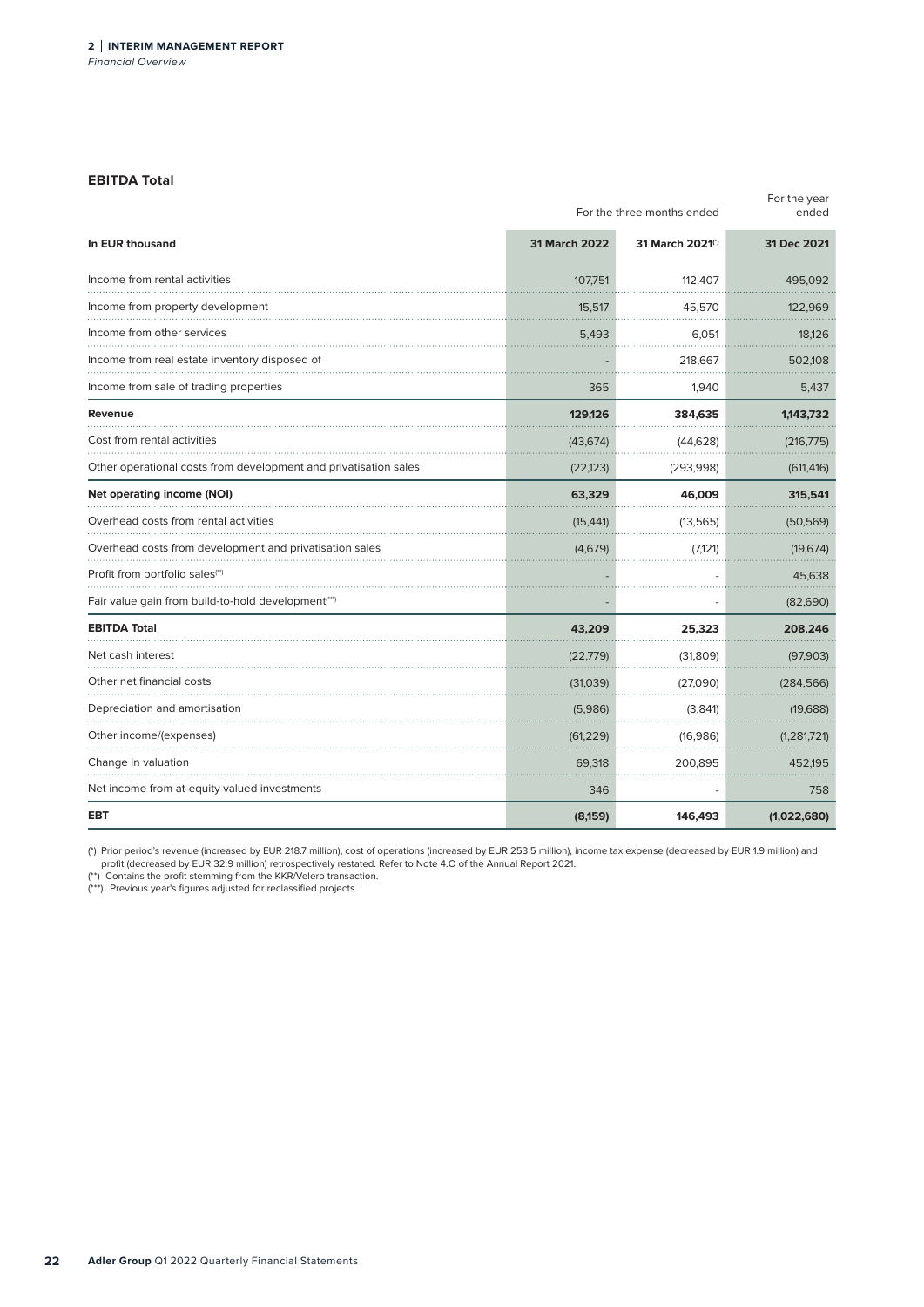### EBITDA Total

| In EUR thousand | For the three months ended 31 March 2022 | For the three months ended 31 March 2021(*) | For the year ended 31 Dec 2021 |
|---|---|---|---|
| Income from rental activities | 107,751 | 112,407 | 495,092 |
| Income from property development | 15,517 | 45,570 | 122,969 |
| Income from other services | 5,493 | 6,051 | 18,126 |
| Income from real estate inventory disposed of | - | 218,667 | 502,108 |
| Income from sale of trading properties | 365 | 1,940 | 5,437 |
| **Revenue** | **129,126** | **384,635** | **1,143,732** |
| Cost from rental activities | (43,674) | (44,628) | (216,775) |
| Other operational costs from development and privatisation sales | (22,123) | (293,998) | (611,416) |
| **Net operating income (NOI)** | **63,329** | **46,009** | **315,541** |
| Overhead costs from rental activities | (15,441) | (13,565) | (50,569) |
| Overhead costs from development and privatisation sales | (4,679) | (7,121) | (19,674) |
| Profit from portfolio sales(**) | - | - | 45,638 |
| Fair value gain from build-to-hold development(***) | - | - | (82,690) |
| **EBITDA Total** | **43,209** | **25,323** | **208,246** |
| Net cash interest | (22,779) | (31,809) | (97,903) |
| Other net financial costs | (31,039) | (27,090) | (284,566) |
| Depreciation and amortisation | (5,986) | (3,841) | (19,688) |
| Other income/(expenses) | (61,229) | (16,986) | (1,281,721) |
| Change in valuation | 69,318 | 200,895 | 452,195 |
| Net income from at-equity valued investments | 346 | - | 758 |
| **EBT** | **(8,159)** | **146,493** | **(1,022,680)** |

(*) Prior period's revenue (increased by EUR 218.7 million), cost of operations (increased by EUR 253.5 million), income tax expense (decreased by EUR 1.9 million) and profit (decreased by EUR 32.9 million) retrospectively restated. Refer to Note 4.O of the Annual Report 2021.
(**) Contains the profit stemming from the KKR/Velero transaction.
(***) Previous year's figures adjusted for reclassified projects.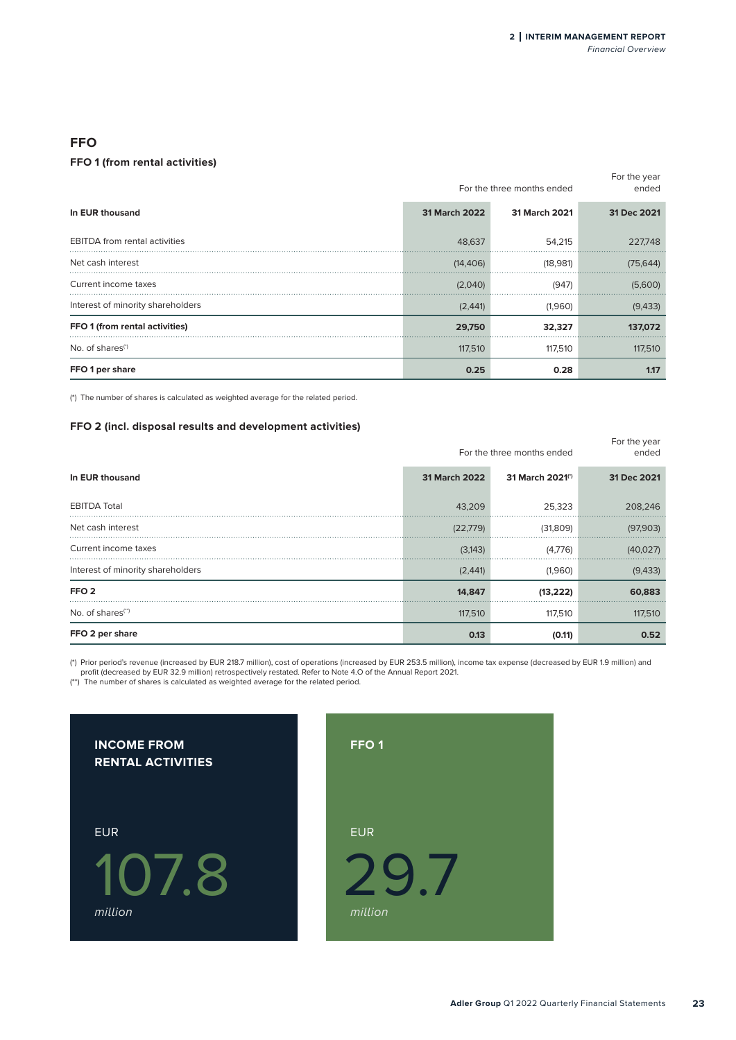## FFO

### FFO 1 (from rental activities)

| In EUR thousand | For the three months ended 31 March 2022 | For the three months ended 31 March 2021 | For the year ended 31 Dec 2021 |
|---|---|---|---|
| EBITDA from rental activities | 48,637 | 54,215 | 227,748 |
| Net cash interest | (14,406) | (18,981) | (75,644) |
| Current income taxes | (2,040) | (947) | (5,600) |
| Interest of minority shareholders | (2,441) | (1,960) | (9,433) |
| **FFO 1 (from rental activities)** | **29,750** | **32,327** | **137,072** |
| No. of shares(*) | 117,510 | 117,510 | 117,510 |
| **FFO 1 per share** | **0.25** | **0.28** | **1.17** |

(*) The number of shares is calculated as weighted average for the related period.

### FFO 2 (incl. disposal results and development activities)

| In EUR thousand | For the three months ended 31 March 2022 | For the three months ended 31 March 2021(*) | For the year ended 31 Dec 2021 |
|---|---|---|---|
| EBITDA Total | 43,209 | 25,323 | 208,246 |
| Net cash interest | (22,779) | (31,809) | (97,903) |
| Current income taxes | (3,143) | (4,776) | (40,027) |
| Interest of minority shareholders | (2,441) | (1,960) | (9,433) |
| **FFO 2** | **14,847** | **(13,222)** | **60,883** |
| No. of shares(**) | 117,510 | 117,510 | 117,510 |
| **FFO 2 per share** | **0.13** | **(0.11)** | **0.52** |

(*) Prior period's revenue (increased by EUR 218.7 million), cost of operations (increased by EUR 253.5 million), income tax expense (decreased by EUR 1.9 million) and profit (decreased by EUR 32.9 million) retrospectively restated. Refer to Note 4.O of the Annual Report 2021.
(**) The number of shares is calculated as weighted average for the related period.

**INCOME FROM RENTAL ACTIVITIES**

EUR 107.8 *million*

**FFO 1**

EUR 29.7 *million*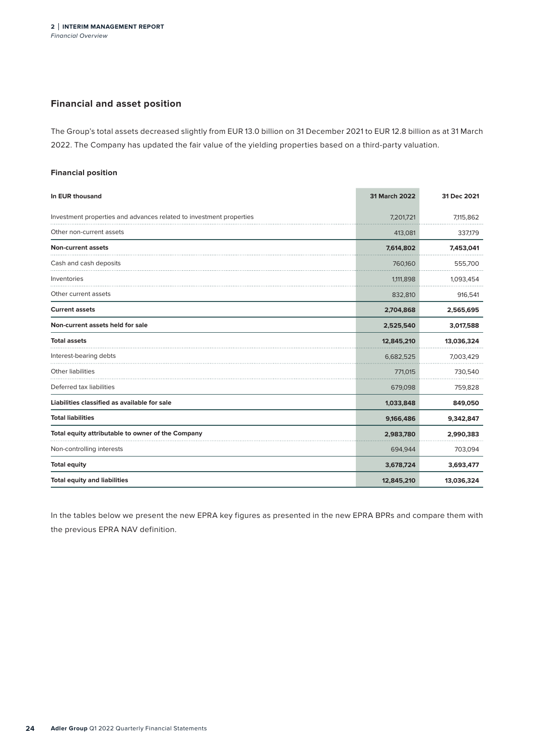## Financial and asset position

The Group's total assets decreased slightly from EUR 13.0 billion on 31 December 2021 to EUR 12.8 billion as at 31 March 2022. The Company has updated the fair value of the yielding properties based on a third-party valuation.

### Financial position

| In EUR thousand | 31 March 2022 | 31 Dec 2021 |
|---|---|---|
| Investment properties and advances related to investment properties | 7,201,721 | 7,115,862 |
| Other non-current assets | 413,081 | 337,179 |
| **Non-current assets** | **7,614,802** | **7,453,041** |
| Cash and cash deposits | 760,160 | 555,700 |
| Inventories | 1,111,898 | 1,093,454 |
| Other current assets | 832,810 | 916,541 |
| **Current assets** | **2,704,868** | **2,565,695** |
| **Non-current assets held for sale** | **2,525,540** | **3,017,588** |
| **Total assets** | **12,845,210** | **13,036,324** |
| Interest-bearing debts | 6,682,525 | 7,003,429 |
| Other liabilities | 771,015 | 730,540 |
| Deferred tax liabilities | 679,098 | 759,828 |
| **Liabilities classified as available for sale** | **1,033,848** | **849,050** |
| **Total liabilities** | **9,166,486** | **9,342,847** |
| **Total equity attributable to owner of the Company** | **2,983,780** | **2,990,383** |
| Non-controlling interests | 694,944 | 703,094 |
| **Total equity** | **3,678,724** | **3,693,477** |
| **Total equity and liabilities** | **12,845,210** | **13,036,324** |

In the tables below we present the new EPRA key figures as presented in the new EPRA BPRs and compare them with the previous EPRA NAV definition.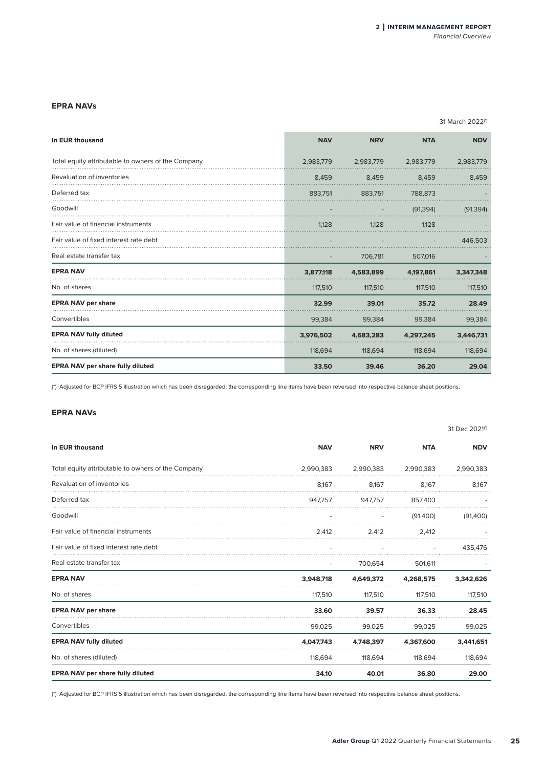## EPRA NAVs

31 March 2022(*)

| In EUR thousand | NAV | NRV | NTA | NDV |
|---|---|---|---|---|
| Total equity attributable to owners of the Company | 2,983,779 | 2,983,779 | 2,983,779 | 2,983,779 |
| Revaluation of inventories | 8,459 | 8,459 | 8,459 | 8,459 |
| Deferred tax | 883,751 | 883,751 | 788,873 | - |
| Goodwill | - | - | (91,394) | (91,394) |
| Fair value of financial instruments | 1,128 | 1,128 | 1,128 | - |
| Fair value of fixed interest rate debt | - | - | - | 446,503 |
| Real estate transfer tax | - | 706,781 | 507,016 | - |
| **EPRA NAV** | **3,877,118** | **4,583,899** | **4,197,861** | **3,347,348** |
| No. of shares | 117,510 | 117,510 | 117,510 | 117,510 |
| **EPRA NAV per share** | **32.99** | **39.01** | **35.72** | **28.49** |
| Convertibles | 99,384 | 99,384 | 99,384 | 99,384 |
| **EPRA NAV fully diluted** | **3,976,502** | **4,683,283** | **4,297,245** | **3,446,731** |
| No. of shares (diluted) | 118,694 | 118,694 | 118,694 | 118,694 |
| **EPRA NAV per share fully diluted** | **33.50** | **39.46** | **36.20** | **29.04** |

(*) Adjusted for BCP IFRS 5 illustration which has been disregarded; the corresponding line items have been reversed into respective balance sheet positions.

## EPRA NAVs

31 Dec 2021(*)

| In EUR thousand | NAV | NRV | NTA | NDV |
|---|---|---|---|---|
| Total equity attributable to owners of the Company | 2,990,383 | 2,990,383 | 2,990,383 | 2,990,383 |
| Revaluation of inventories | 8,167 | 8,167 | 8,167 | 8,167 |
| Deferred tax | 947,757 | 947,757 | 857,403 | - |
| Goodwill | - | - | (91,400) | (91,400) |
| Fair value of financial instruments | 2,412 | 2,412 | 2,412 | - |
| Fair value of fixed interest rate debt | - | - | - | 435,476 |
| Real estate transfer tax | - | 700,654 | 501,611 | - |
| **EPRA NAV** | **3,948,718** | **4,649,372** | **4,268,575** | **3,342,626** |
| No. of shares | 117,510 | 117,510 | 117,510 | 117,510 |
| **EPRA NAV per share** | **33.60** | **39.57** | **36.33** | **28.45** |
| Convertibles | 99,025 | 99,025 | 99,025 | 99,025 |
| **EPRA NAV fully diluted** | **4,047,743** | **4,748,397** | **4,367,600** | **3,441,651** |
| No. of shares (diluted) | 118,694 | 118,694 | 118,694 | 118,694 |
| **EPRA NAV per share fully diluted** | **34.10** | **40.01** | **36.80** | **29.00** |

(*) Adjusted for BCP IFRS 5 illustration which has been disregarded; the corresponding line items have been reversed into respective balance sheet positions.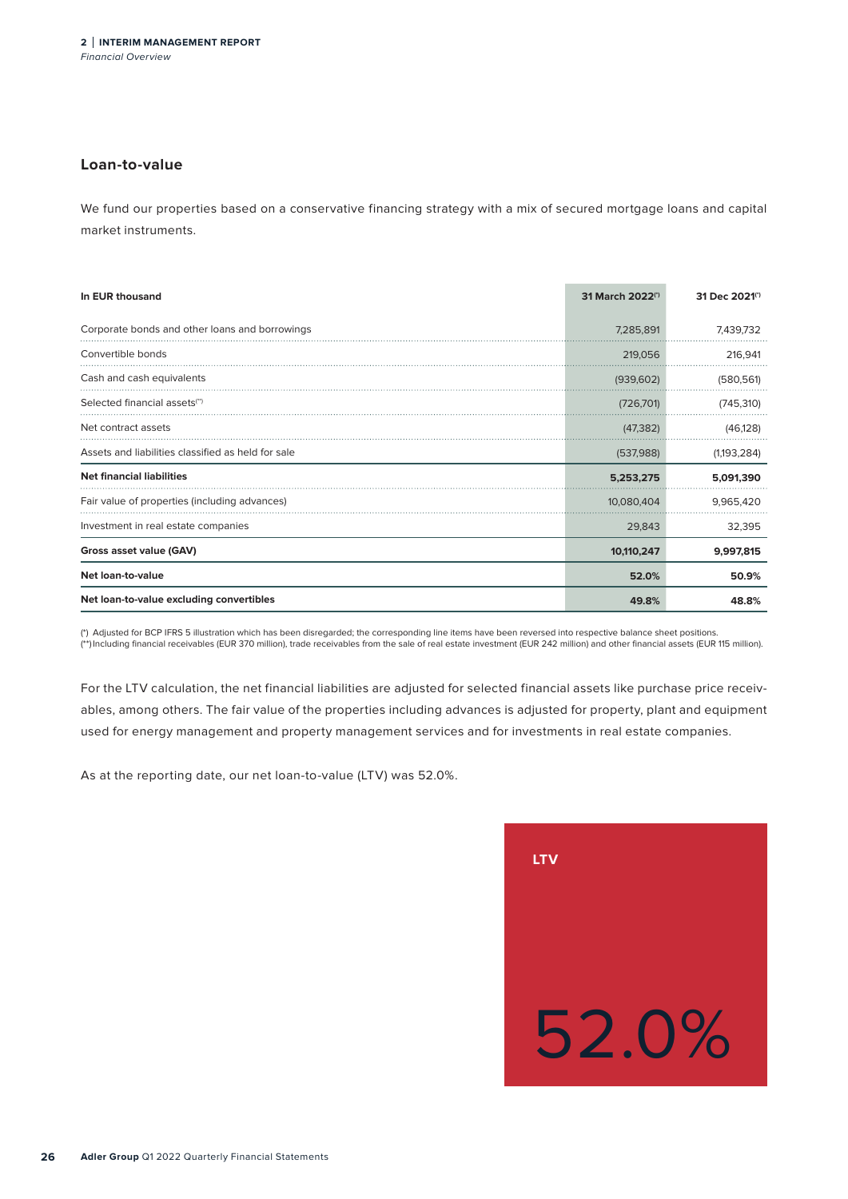## Loan-to-value

We fund our properties based on a conservative financing strategy with a mix of secured mortgage loans and capital market instruments.

| In EUR thousand | 31 March 2022(*) | 31 Dec 2021(*) |
|---|---|---|
| Corporate bonds and other loans and borrowings | 7,285,891 | 7,439,732 |
| Convertible bonds | 219,056 | 216,941 |
| Cash and cash equivalents | (939,602) | (580,561) |
| Selected financial assets(**) | (726,701) | (745,310) |
| Net contract assets | (47,382) | (46,128) |
| Assets and liabilities classified as held for sale | (537,988) | (1,193,284) |
| **Net financial liabilities** | **5,253,275** | **5,091,390** |
| Fair value of properties (including advances) | 10,080,404 | 9,965,420 |
| Investment in real estate companies | 29,843 | 32,395 |
| **Gross asset value (GAV)** | **10,110,247** | **9,997,815** |
| **Net loan-to-value** | **52.0%** | **50.9%** |
| **Net loan-to-value excluding convertibles** | **49.8%** | **48.8%** |

(*) Adjusted for BCP IFRS 5 illustration which has been disregarded; the corresponding line items have been reversed into respective balance sheet positions.
(**) Including financial receivables (EUR 370 million), trade receivables from the sale of real estate investment (EUR 242 million) and other financial assets (EUR 115 million).

For the LTV calculation, the net financial liabilities are adjusted for selected financial assets like purchase price receivables, among others. The fair value of the properties including advances is adjusted for property, plant and equipment used for energy management and property management services and for investments in real estate companies.

As at the reporting date, our net loan-to-value (LTV) was 52.0%.

**LTV**

52.0%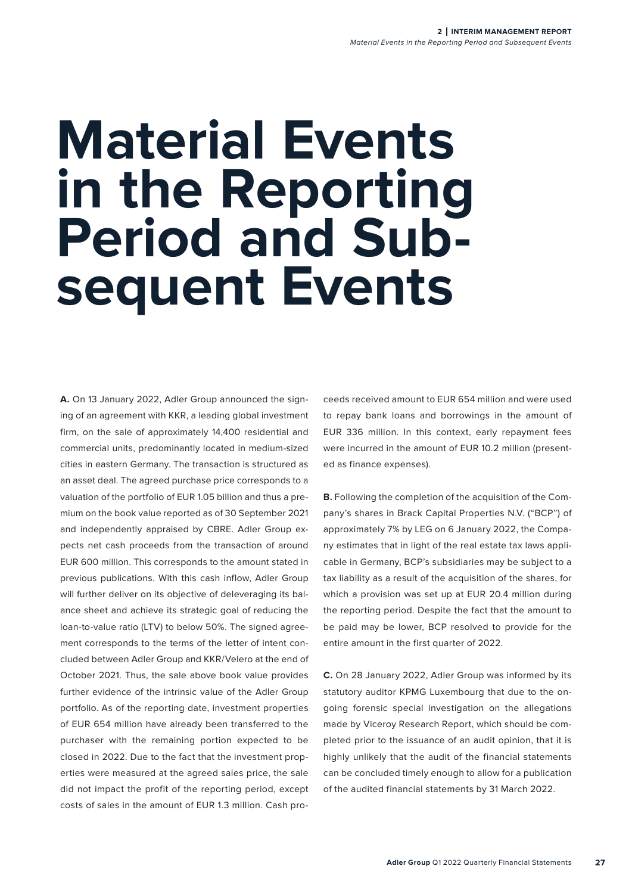# Material Events in the Reporting Period and Subsequent Events

**A.** On 13 January 2022, Adler Group announced the signing of an agreement with KKR, a leading global investment firm, on the sale of approximately 14,400 residential and commercial units, predominantly located in medium-sized cities in eastern Germany. The transaction is structured as an asset deal. The agreed purchase price corresponds to a valuation of the portfolio of EUR 1.05 billion and thus a premium on the book value reported as of 30 September 2021 and independently appraised by CBRE. Adler Group expects net cash proceeds from the transaction of around EUR 600 million. This corresponds to the amount stated in previous publications. With this cash inflow, Adler Group will further deliver on its objective of deleveraging its balance sheet and achieve its strategic goal of reducing the loan-to-value ratio (LTV) to below 50%. The signed agreement corresponds to the terms of the letter of intent concluded between Adler Group and KKR/Velero at the end of October 2021. Thus, the sale above book value provides further evidence of the intrinsic value of the Adler Group portfolio. As of the reporting date, investment properties of EUR 654 million have already been transferred to the purchaser with the remaining portion expected to be closed in 2022. Due to the fact that the investment properties were measured at the agreed sales price, the sale did not impact the profit of the reporting period, except costs of sales in the amount of EUR 1.3 million. Cash proceeds received amount to EUR 654 million and were used to repay bank loans and borrowings in the amount of EUR 336 million. In this context, early repayment fees were incurred in the amount of EUR 10.2 million (presented as finance expenses).

**B.** Following the completion of the acquisition of the Company's shares in Brack Capital Properties N.V. ("BCP") of approximately 7% by LEG on 6 January 2022, the Company estimates that in light of the real estate tax laws applicable in Germany, BCP's subsidiaries may be subject to a tax liability as a result of the acquisition of the shares, for which a provision was set up at EUR 20.4 million during the reporting period. Despite the fact that the amount to be paid may be lower, BCP resolved to provide for the entire amount in the first quarter of 2022.

**C.** On 28 January 2022, Adler Group was informed by its statutory auditor KPMG Luxembourg that due to the ongoing forensic special investigation on the allegations made by Viceroy Research Report, which should be completed prior to the issuance of an audit opinion, that it is highly unlikely that the audit of the financial statements can be concluded timely enough to allow for a publication of the audited financial statements by 31 March 2022.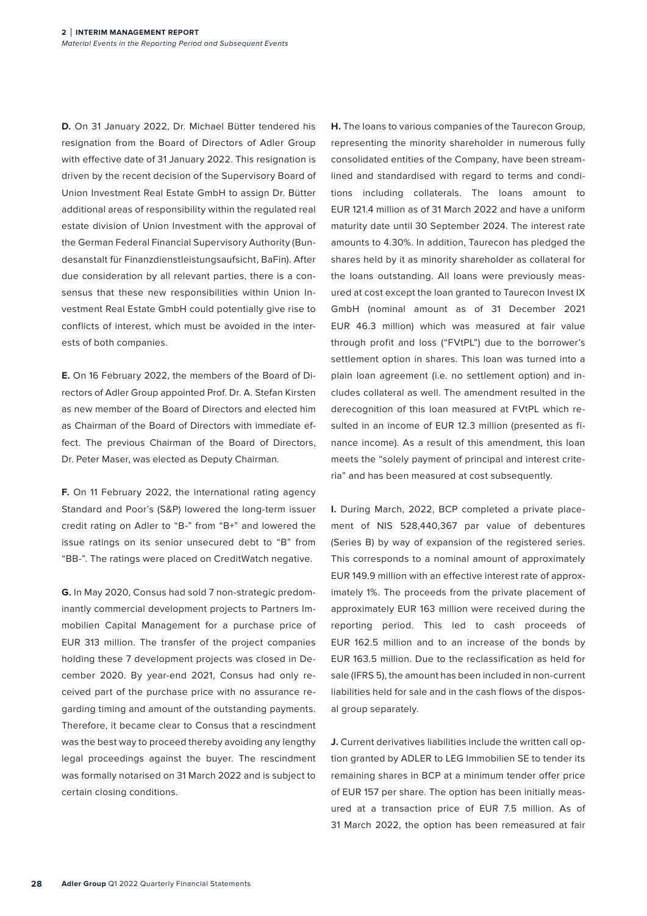**D.** On 31 January 2022, Dr. Michael Bütter tendered his resignation from the Board of Directors of Adler Group with effective date of 31 January 2022. This resignation is driven by the recent decision of the Supervisory Board of Union Investment Real Estate GmbH to assign Dr. Bütter additional areas of responsibility within the regulated real estate division of Union Investment with the approval of the German Federal Financial Supervisory Authority (Bundesanstalt für Finanzdienstleistungsaufsicht, BaFin). After due consideration by all relevant parties, there is a consensus that these new responsibilities within Union Investment Real Estate GmbH could potentially give rise to conflicts of interest, which must be avoided in the interests of both companies.

**E.** On 16 February 2022, the members of the Board of Directors of Adler Group appointed Prof. Dr. A. Stefan Kirsten as new member of the Board of Directors and elected him as Chairman of the Board of Directors with immediate effect. The previous Chairman of the Board of Directors, Dr. Peter Maser, was elected as Deputy Chairman.

**F.** On 11 February 2022, the international rating agency Standard and Poor's (S&P) lowered the long-term issuer credit rating on Adler to "B-" from "B+" and lowered the issue ratings on its senior unsecured debt to "B" from "BB-". The ratings were placed on CreditWatch negative.

**G.** In May 2020, Consus had sold 7 non-strategic predominantly commercial development projects to Partners Immobilien Capital Management for a purchase price of EUR 313 million. The transfer of the project companies holding these 7 development projects was closed in December 2020. By year-end 2021, Consus had only received part of the purchase price with no assurance regarding timing and amount of the outstanding payments. Therefore, it became clear to Consus that a rescindment was the best way to proceed thereby avoiding any lengthy legal proceedings against the buyer. The rescindment was formally notarised on 31 March 2022 and is subject to certain closing conditions.

**H.** The loans to various companies of the Taurecon Group, representing the minority shareholder in numerous fully consolidated entities of the Company, have been streamlined and standardised with regard to terms and conditions including collaterals. The loans amount to EUR 121.4 million as of 31 March 2022 and have a uniform maturity date until 30 September 2024. The interest rate amounts to 4.30%. In addition, Taurecon has pledged the shares held by it as minority shareholder as collateral for the loans outstanding. All loans were previously measured at cost except the loan granted to Taurecon Invest IX GmbH (nominal amount as of 31 December 2021 EUR 46.3 million) which was measured at fair value through profit and loss ("FVtPL") due to the borrower's settlement option in shares. This loan was turned into a plain loan agreement (i.e. no settlement option) and includes collateral as well. The amendment resulted in the derecognition of this loan measured at FVtPL which resulted in an income of EUR 12.3 million (presented as finance income). As a result of this amendment, this loan meets the "solely payment of principal and interest criteria" and has been measured at cost subsequently.

**I.** During March, 2022, BCP completed a private placement of NIS 528,440,367 par value of debentures (Series B) by way of expansion of the registered series. This corresponds to a nominal amount of approximately EUR 149.9 million with an effective interest rate of approximately 1%. The proceeds from the private placement of approximately EUR 163 million were received during the reporting period. This led to cash proceeds of EUR 162.5 million and to an increase of the bonds by EUR 163.5 million. Due to the reclassification as held for sale (IFRS 5), the amount has been included in non-current liabilities held for sale and in the cash flows of the disposal group separately.

**J.** Current derivatives liabilities include the written call option granted by ADLER to LEG Immobilien SE to tender its remaining shares in BCP at a minimum tender offer price of EUR 157 per share. The option has been initially measured at a transaction price of EUR 7.5 million. As of 31 March 2022, the option has been remeasured at fair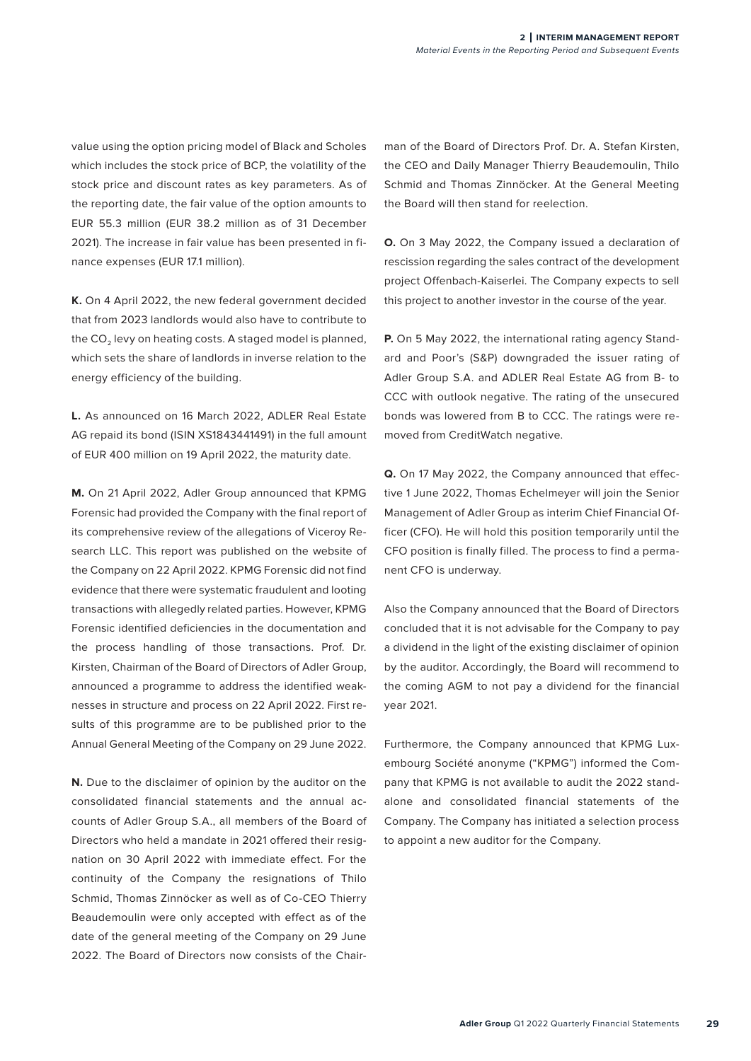value using the option pricing model of Black and Scholes which includes the stock price of BCP, the volatility of the stock price and discount rates as key parameters. As of the reporting date, the fair value of the option amounts to EUR 55.3 million (EUR 38.2 million as of 31 December 2021). The increase in fair value has been presented in finance expenses (EUR 17.1 million).

**K.** On 4 April 2022, the new federal government decided that from 2023 landlords would also have to contribute to the $CO_2$ levy on heating costs. A staged model is planned, which sets the share of landlords in inverse relation to the energy efficiency of the building.

**L.** As announced on 16 March 2022, ADLER Real Estate AG repaid its bond (ISIN XS1843441491) in the full amount of EUR 400 million on 19 April 2022, the maturity date.

**M.** On 21 April 2022, Adler Group announced that KPMG Forensic had provided the Company with the final report of its comprehensive review of the allegations of Viceroy Research LLC. This report was published on the website of the Company on 22 April 2022. KPMG Forensic did not find evidence that there were systematic fraudulent and looting transactions with allegedly related parties. However, KPMG Forensic identified deficiencies in the documentation and the process handling of those transactions. Prof. Dr. Kirsten, Chairman of the Board of Directors of Adler Group, announced a programme to address the identified weaknesses in structure and process on 22 April 2022. First results of this programme are to be published prior to the Annual General Meeting of the Company on 29 June 2022.

**N.** Due to the disclaimer of opinion by the auditor on the consolidated financial statements and the annual accounts of Adler Group S.A., all members of the Board of Directors who held a mandate in 2021 offered their resignation on 30 April 2022 with immediate effect. For the continuity of the Company the resignations of Thilo Schmid, Thomas Zinnöcker as well as of Co-CEO Thierry Beaudemoulin were only accepted with effect as of the date of the general meeting of the Company on 29 June 2022. The Board of Directors now consists of the Chairman of the Board of Directors Prof. Dr. A. Stefan Kirsten, the CEO and Daily Manager Thierry Beaudemoulin, Thilo Schmid and Thomas Zinnöcker. At the General Meeting the Board will then stand for reelection.

**O.** On 3 May 2022, the Company issued a declaration of rescission regarding the sales contract of the development project Offenbach-Kaiserlei. The Company expects to sell this project to another investor in the course of the year.

**P.** On 5 May 2022, the international rating agency Standard and Poor's (S&P) downgraded the issuer rating of Adler Group S.A. and ADLER Real Estate AG from B- to CCC with outlook negative. The rating of the unsecured bonds was lowered from B to CCC. The ratings were removed from CreditWatch negative.

**Q.** On 17 May 2022, the Company announced that effective 1 June 2022, Thomas Echelmeyer will join the Senior Management of Adler Group as interim Chief Financial Officer (CFO). He will hold this position temporarily until the CFO position is finally filled. The process to find a permanent CFO is underway.

Also the Company announced that the Board of Directors concluded that it is not advisable for the Company to pay a dividend in the light of the existing disclaimer of opinion by the auditor. Accordingly, the Board will recommend to the coming AGM to not pay a dividend for the financial year 2021.

Furthermore, the Company announced that KPMG Luxembourg Société anonyme ("KPMG") informed the Company that KPMG is not available to audit the 2022 standalone and consolidated financial statements of the Company. The Company has initiated a selection process to appoint a new auditor for the Company.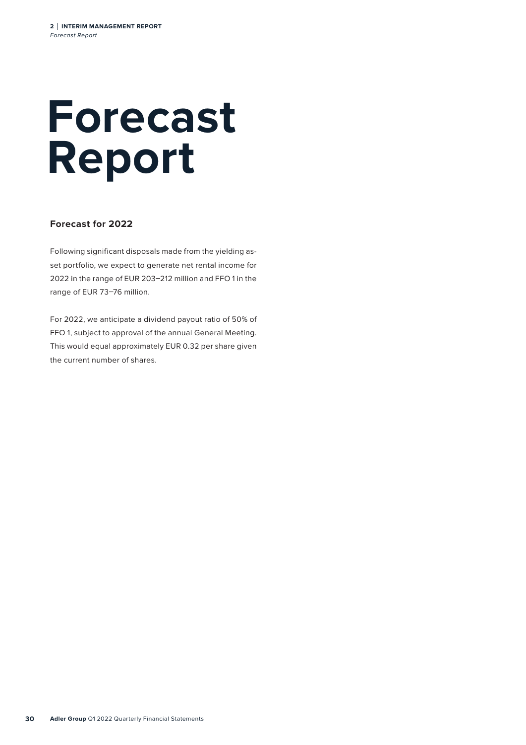# Forecast Report

## Forecast for 2022

Following significant disposals made from the yielding asset portfolio, we expect to generate net rental income for 2022 in the range of EUR 203–212 million and FFO 1 in the range of EUR 73–76 million.

For 2022, we anticipate a dividend payout ratio of 50% of FFO 1, subject to approval of the annual General Meeting. This would equal approximately EUR 0.32 per share given the current number of shares.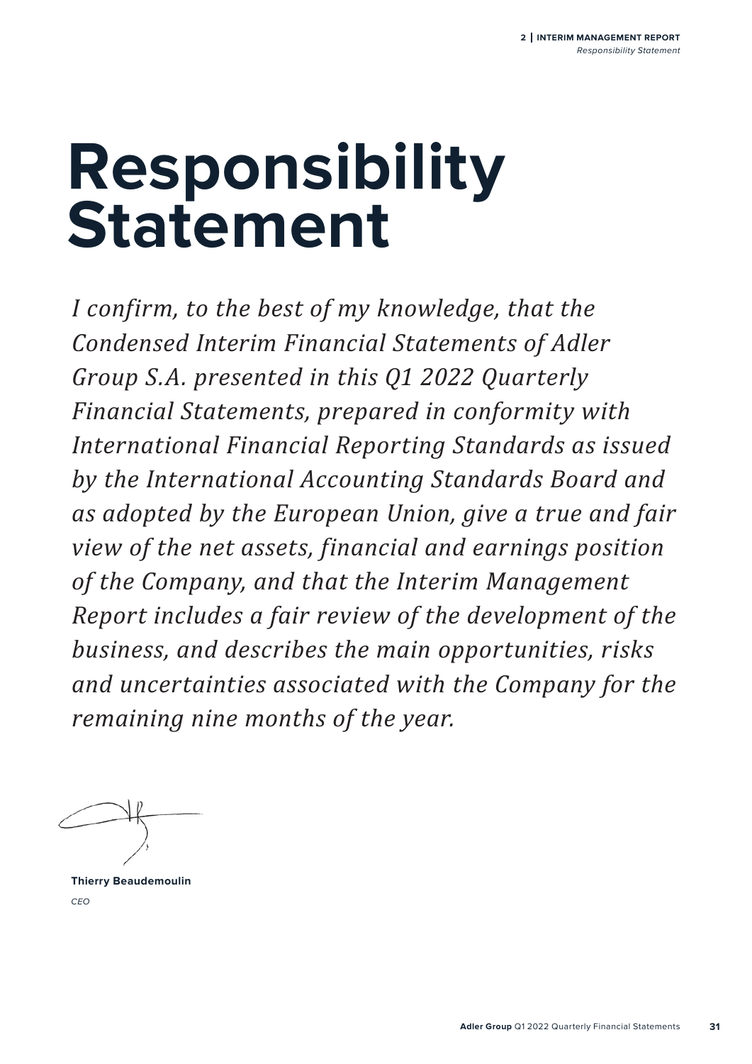# Responsibility Statement

*I confirm, to the best of my knowledge, that the Condensed Interim Financial Statements of Adler Group S.A. presented in this Q1 2022 Quarterly Financial Statements, prepared in conformity with International Financial Reporting Standards as issued by the International Accounting Standards Board and as adopted by the European Union, give a true and fair view of the net assets, financial and earnings position of the Company, and that the Interim Management Report includes a fair review of the development of the business, and describes the main opportunities, risks and uncertainties associated with the Company for the remaining nine months of the year.*

**Thierry Beaudemoulin**
*CEO*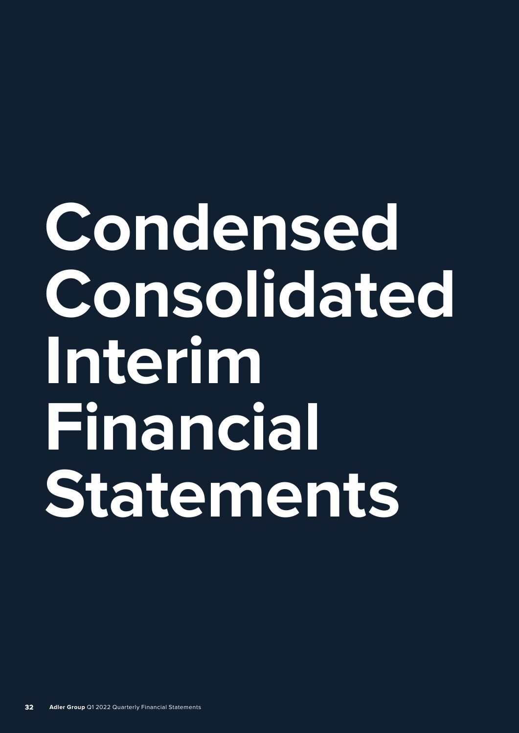# Condensed Consolidated Interim Financial Statements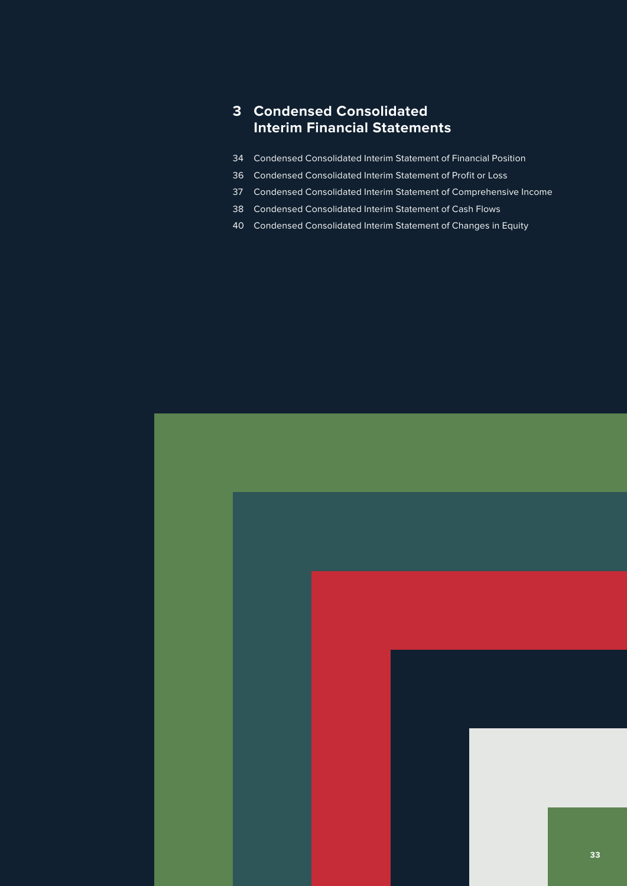# 3 Condensed Consolidated Interim Financial Statements

- 34 Condensed Consolidated Interim Statement of Financial Position
- 36 Condensed Consolidated Interim Statement of Profit or Loss
- 37 Condensed Consolidated Interim Statement of Comprehensive Income
- 38 Condensed Consolidated Interim Statement of Cash Flows
- 40 Condensed Consolidated Interim Statement of Changes in Equity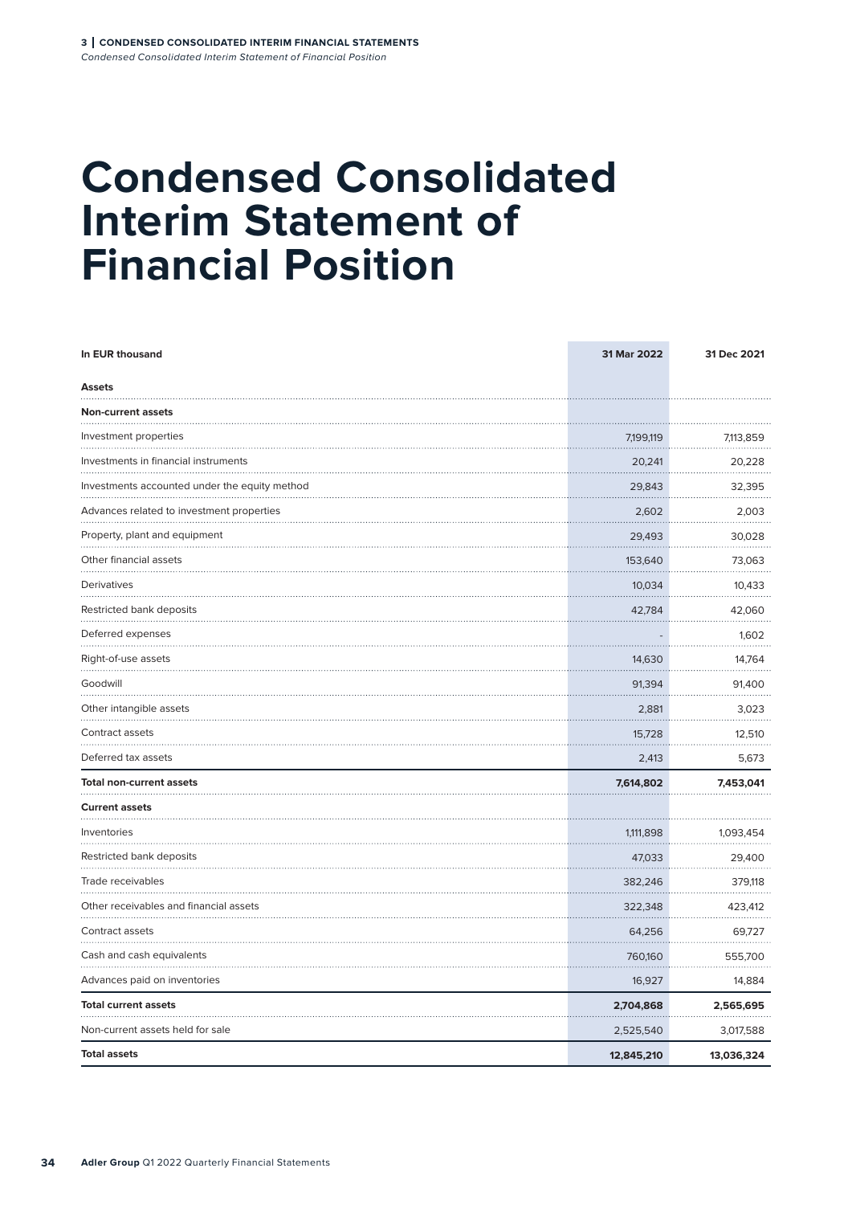# Condensed Consolidated Interim Statement of Financial Position

| In EUR thousand | 31 Mar 2022 | 31 Dec 2021 |
|---|---|---|
| **Assets** | | |
| **Non-current assets** | | |
| Investment properties | 7,199,119 | 7,113,859 |
| Investments in financial instruments | 20,241 | 20,228 |
| Investments accounted under the equity method | 29,843 | 32,395 |
| Advances related to investment properties | 2,602 | 2,003 |
| Property, plant and equipment | 29,493 | 30,028 |
| Other financial assets | 153,640 | 73,063 |
| Derivatives | 10,034 | 10,433 |
| Restricted bank deposits | 42,784 | 42,060 |
| Deferred expenses | - | 1,602 |
| Right-of-use assets | 14,630 | 14,764 |
| Goodwill | 91,394 | 91,400 |
| Other intangible assets | 2,881 | 3,023 |
| Contract assets | 15,728 | 12,510 |
| Deferred tax assets | 2,413 | 5,673 |
| **Total non-current assets** | **7,614,802** | **7,453,041** |
| **Current assets** | | |
| Inventories | 1,111,898 | 1,093,454 |
| Restricted bank deposits | 47,033 | 29,400 |
| Trade receivables | 382,246 | 379,118 |
| Other receivables and financial assets | 322,348 | 423,412 |
| Contract assets | 64,256 | 69,727 |
| Cash and cash equivalents | 760,160 | 555,700 |
| Advances paid on inventories | 16,927 | 14,884 |
| **Total current assets** | **2,704,868** | **2,565,695** |
| Non-current assets held for sale | 2,525,540 | 3,017,588 |
| **Total assets** | **12,845,210** | **13,036,324** |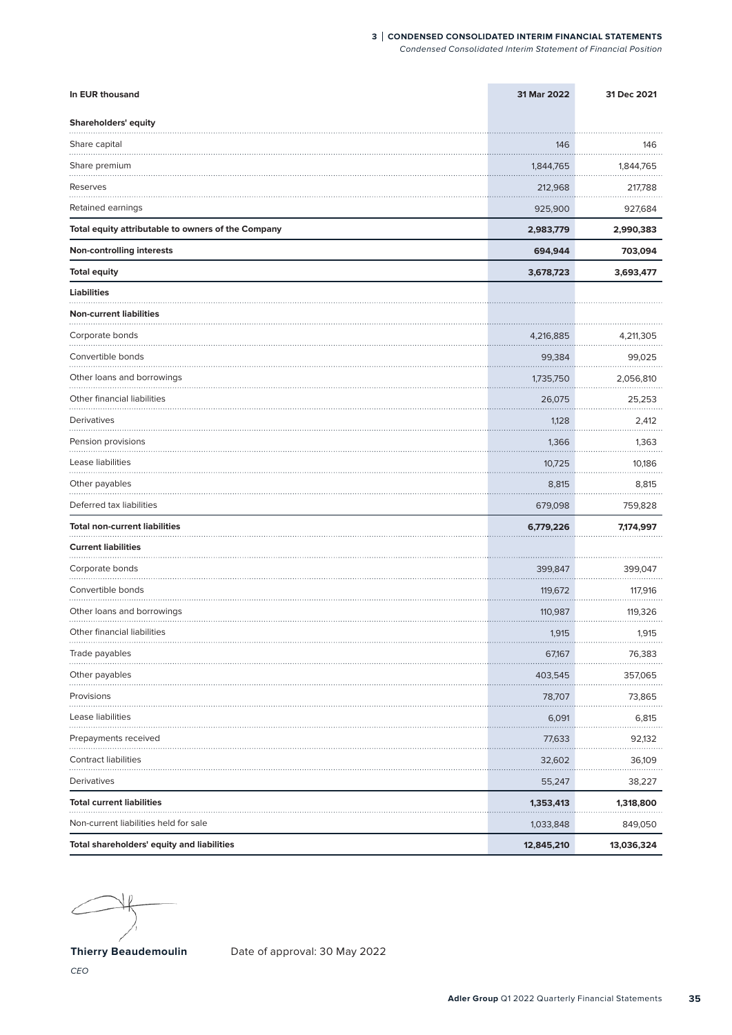| In EUR thousand | 31 Mar 2022 | 31 Dec 2021 |
|---|---|---|
| **Shareholders' equity** | | |
| Share capital | 146 | 146 |
| Share premium | 1,844,765 | 1,844,765 |
| Reserves | 212,968 | 217,788 |
| Retained earnings | 925,900 | 927,684 |
| **Total equity attributable to owners of the Company** | **2,983,779** | **2,990,383** |
| **Non-controlling interests** | **694,944** | **703,094** |
| **Total equity** | **3,678,723** | **3,693,477** |
| **Liabilities** | | |
| **Non-current liabilities** | | |
| Corporate bonds | 4,216,885 | 4,211,305 |
| Convertible bonds | 99,384 | 99,025 |
| Other loans and borrowings | 1,735,750 | 2,056,810 |
| Other financial liabilities | 26,075 | 25,253 |
| Derivatives | 1,128 | 2,412 |
| Pension provisions | 1,366 | 1,363 |
| Lease liabilities | 10,725 | 10,186 |
| Other payables | 8,815 | 8,815 |
| Deferred tax liabilities | 679,098 | 759,828 |
| **Total non-current liabilities** | **6,779,226** | **7,174,997** |
| **Current liabilities** | | |
| Corporate bonds | 399,847 | 399,047 |
| Convertible bonds | 119,672 | 117,916 |
| Other loans and borrowings | 110,987 | 119,326 |
| Other financial liabilities | 1,915 | 1,915 |
| Trade payables | 67,167 | 76,383 |
| Other payables | 403,545 | 357,065 |
| Provisions | 78,707 | 73,865 |
| Lease liabilities | 6,091 | 6,815 |
| Prepayments received | 77,633 | 92,132 |
| Contract liabilities | 32,602 | 36,109 |
| Derivatives | 55,247 | 38,227 |
| **Total current liabilities** | **1,353,413** | **1,318,800** |
| Non-current liabilities held for sale | 1,033,848 | 849,050 |
| **Total shareholders' equity and liabilities** | **12,845,210** | **13,036,324** |

**Thierry Beaudemoulin**

*CEO*

Date of approval: 30 May 2022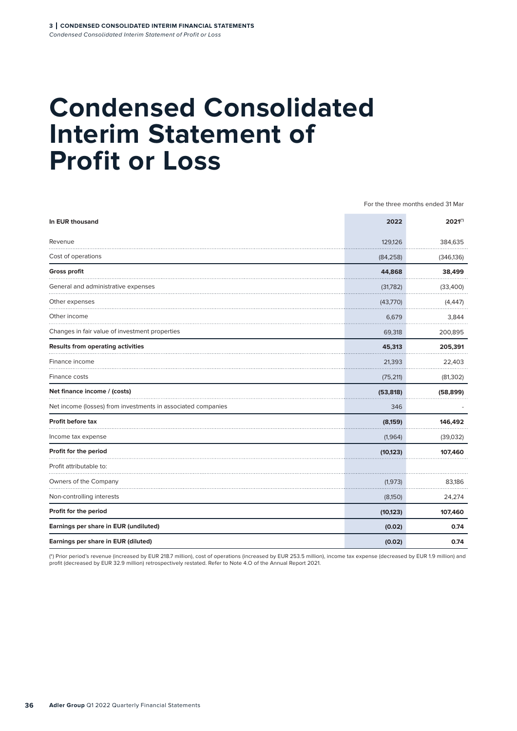# Condensed Consolidated Interim Statement of Profit or Loss

For the three months ended 31 Mar

| In EUR thousand | 2022 | 2021(*) |
|---|---|---|
| Revenue | 129,126 | 384,635 |
| Cost of operations | (84,258) | (346,136) |
| **Gross profit** | **44,868** | **38,499** |
| General and administrative expenses | (31,782) | (33,400) |
| Other expenses | (43,770) | (4,447) |
| Other income | 6,679 | 3,844 |
| Changes in fair value of investment properties | 69,318 | 200,895 |
| **Results from operating activities** | **45,313** | **205,391** |
| Finance income | 21,393 | 22,403 |
| Finance costs | (75,211) | (81,302) |
| **Net finance income / (costs)** | **(53,818)** | **(58,899)** |
| Net income (losses) from investments in associated companies | 346 | - |
| **Profit before tax** | **(8,159)** | **146,492** |
| Income tax expense | (1,964) | (39,032) |
| **Profit for the period** | **(10,123)** | **107,460** |
| Profit attributable to: | | |
| Owners of the Company | (1,973) | 83,186 |
| Non-controlling interests | (8,150) | 24,274 |
| **Profit for the period** | **(10,123)** | **107,460** |
| **Earnings per share in EUR (undiluted)** | **(0.02)** | **0.74** |
| **Earnings per share in EUR (diluted)** | **(0.02)** | **0.74** |

(*) Prior period's revenue (increased by EUR 218.7 million), cost of operations (increased by EUR 253.5 million), income tax expense (decreased by EUR 1.9 million) and profit (decreased by EUR 32.9 million) retrospectively restated. Refer to Note 4.O of the Annual Report 2021.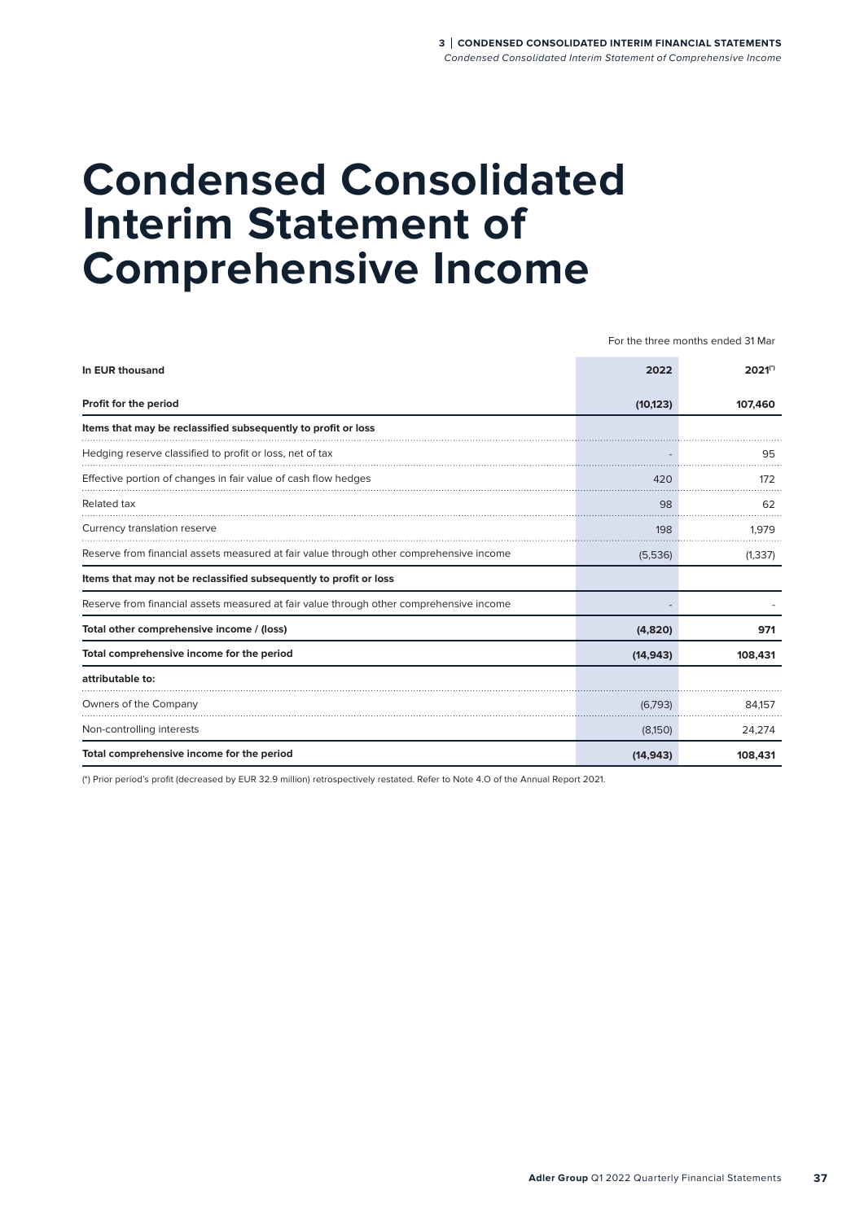# Condensed Consolidated Interim Statement of Comprehensive Income

For the three months ended 31 Mar

| In EUR thousand | 2022 | 2021(*) |
|---|---|---|
| **Profit for the period** | **(10,123)** | **107,460** |
| **Items that may be reclassified subsequently to profit or loss** | | |
| Hedging reserve classified to profit or loss, net of tax | - | 95 |
| Effective portion of changes in fair value of cash flow hedges | 420 | 172 |
| Related tax | 98 | 62 |
| Currency translation reserve | 198 | 1,979 |
| Reserve from financial assets measured at fair value through other comprehensive income | (5,536) | (1,337) |
| **Items that may not be reclassified subsequently to profit or loss** | | |
| Reserve from financial assets measured at fair value through other comprehensive income | - | - |
| **Total other comprehensive income / (loss)** | **(4,820)** | **971** |
| **Total comprehensive income for the period** | **(14,943)** | **108,431** |
| **attributable to:** | | |
| Owners of the Company | (6,793) | 84,157 |
| Non-controlling interests | (8,150) | 24,274 |
| **Total comprehensive income for the period** | **(14,943)** | **108,431** |

(*) Prior period's profit (decreased by EUR 32.9 million) retrospectively restated. Refer to Note 4.O of the Annual Report 2021.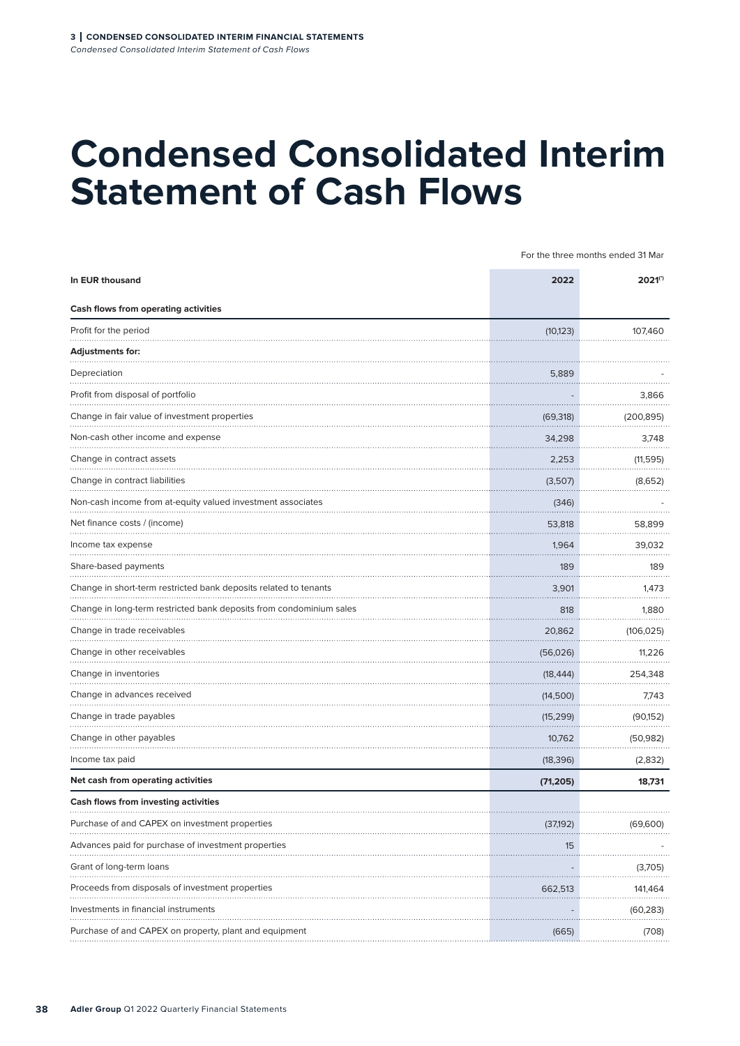# Condensed Consolidated Interim Statement of Cash Flows

| | For the three months ended 31 Mar | |
|---|---|---|
| **In EUR thousand** | **2022** | **2021[*]** |
| **Cash flows from operating activities** | | |
| Profit for the period | (10,123) | 107,460 |
| **Adjustments for:** | | |
| Depreciation | 5,889 | - |
| Profit from disposal of portfolio | - | 3,866 |
| Change in fair value of investment properties | (69,318) | (200,895) |
| Non-cash other income and expense | 34,298 | 3,748 |
| Change in contract assets | 2,253 | (11,595) |
| Change in contract liabilities | (3,507) | (8,652) |
| Non-cash income from at-equity valued investment associates | (346) | - |
| Net finance costs / (income) | 53,818 | 58,899 |
| Income tax expense | 1,964 | 39,032 |
| Share-based payments | 189 | 189 |
| Change in short-term restricted bank deposits related to tenants | 3,901 | 1,473 |
| Change in long-term restricted bank deposits from condominium sales | 818 | 1,880 |
| Change in trade receivables | 20,862 | (106,025) |
| Change in other receivables | (56,026) | 11,226 |
| Change in inventories | (18,444) | 254,348 |
| Change in advances received | (14,500) | 7,743 |
| Change in trade payables | (15,299) | (90,152) |
| Change in other payables | 10,762 | (50,982) |
| Income tax paid | (18,396) | (2,832) |
| **Net cash from operating activities** | **(71,205)** | **18,731** |
| **Cash flows from investing activities** | | |
| Purchase of and CAPEX on investment properties | (37,192) | (69,600) |
| Advances paid for purchase of investment properties | 15 | - |
| Grant of long-term loans | - | (3,705) |
| Proceeds from disposals of investment properties | 662,513 | 141,464 |
| Investments in financial instruments | - | (60,283) |
| Purchase of and CAPEX on property, plant and equipment | (665) | (708) |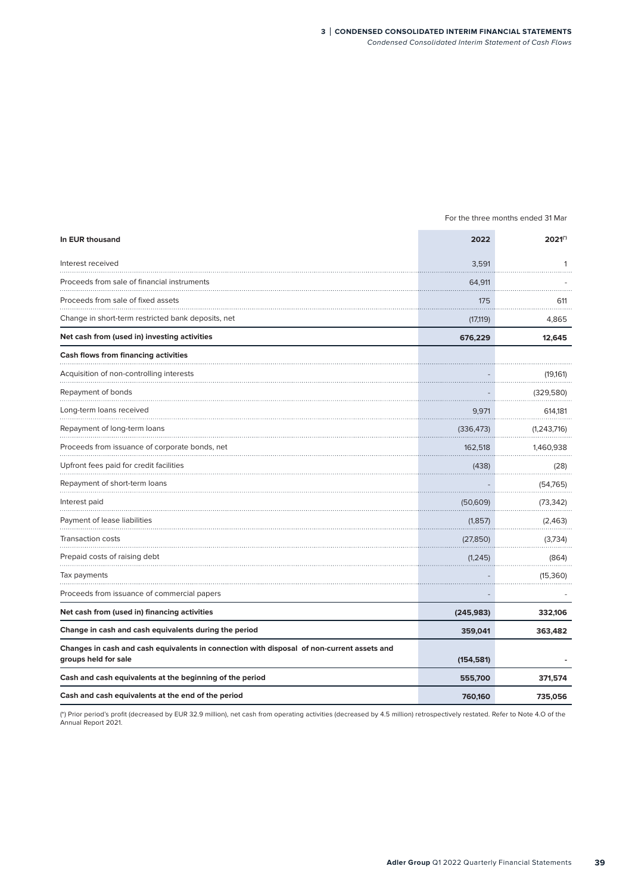| In EUR thousand | For the three months ended 31 Mar 2022 | 2021(*) |
|---|---|---|
| Interest received | 3,591 | 1 |
| Proceeds from sale of financial instruments | 64,911 | - |
| Proceeds from sale of fixed assets | 175 | 611 |
| Change in short-term restricted bank deposits, net | (17,119) | 4,865 |
| **Net cash from (used in) investing activities** | **676,229** | **12,645** |
| **Cash flows from financing activities** | | |
| Acquisition of non-controlling interests | - | (19,161) |
| Repayment of bonds | - | (329,580) |
| Long-term loans received | 9,971 | 614,181 |
| Repayment of long-term loans | (336,473) | (1,243,716) |
| Proceeds from issuance of corporate bonds, net | 162,518 | 1,460,938 |
| Upfront fees paid for credit facilities | (438) | (28) |
| Repayment of short-term loans | - | (54,765) |
| Interest paid | (50,609) | (73,342) |
| Payment of lease liabilities | (1,857) | (2,463) |
| Transaction costs | (27,850) | (3,734) |
| Prepaid costs of raising debt | (1,245) | (864) |
| Tax payments | - | (15,360) |
| Proceeds from issuance of commercial papers | - | - |
| **Net cash from (used in) financing activities** | **(245,983)** | **332,106** |
| **Change in cash and cash equivalents during the period** | **359,041** | **363,482** |
| **Changes in cash and cash equivalents in connection with disposal of non-current assets and groups held for sale** | **(154,581)** | **-** |
| **Cash and cash equivalents at the beginning of the period** | **555,700** | **371,574** |
| **Cash and cash equivalents at the end of the period** | **760,160** | **735,056** |

(*) Prior period's profit (decreased by EUR 32.9 million), net cash from operating activities (decreased by 4.5 million) retrospectively restated. Refer to Note 4.O of the Annual Report 2021.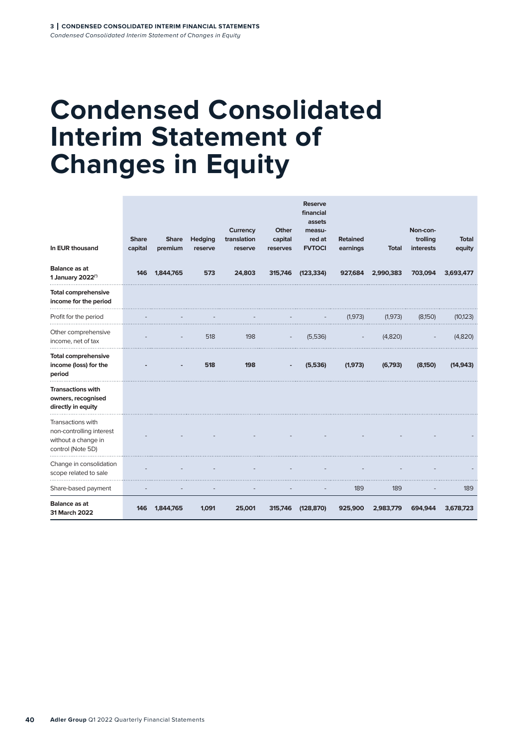# Condensed Consolidated Interim Statement of Changes in Equity

| In EUR thousand | Share capital | Share premium | Hedging reserve | Currency translation reserve | Other capital reserves | Reserve financial assets measured at FVTOCI | Retained earnings | Total | Non-controlling interests | Total equity |
|---|---|---|---|---|---|---|---|---|---|---|
| **Balance as at 1 January 2022[*]** | **146** | **1,844,765** | **573** | **24,803** | **315,746** | **(123,334)** | **927,684** | **2,990,383** | **703,094** | **3,693,477** |
| **Total comprehensive income for the period** | | | | | | | | | | |
| Profit for the period | - | - | - | - | - | - | (1,973) | (1,973) | (8,150) | (10,123) |
| Other comprehensive income, net of tax | - | - | 518 | 198 | - | (5,536) | - | (4,820) | - | (4,820) |
| **Total comprehensive income (loss) for the period** | **-** | **-** | **518** | **198** | **-** | **(5,536)** | **(1,973)** | **(6,793)** | **(8,150)** | **(14,943)** |
| **Transactions with owners, recognised directly in equity** | | | | | | | | | | |
| Transactions with non-controlling interest without a change in control (Note 5D) | - | - | - | - | - | - | - | - | - | - |
| Change in consolidation scope related to sale | - | - | - | - | - | - | - | - | - | - |
| Share-based payment | - | - | - | - | - | - | 189 | 189 | - | 189 |
| **Balance as at 31 March 2022** | **146** | **1,844,765** | **1,091** | **25,001** | **315,746** | **(128,870)** | **925,900** | **2,983,779** | **694,944** | **3,678,723** |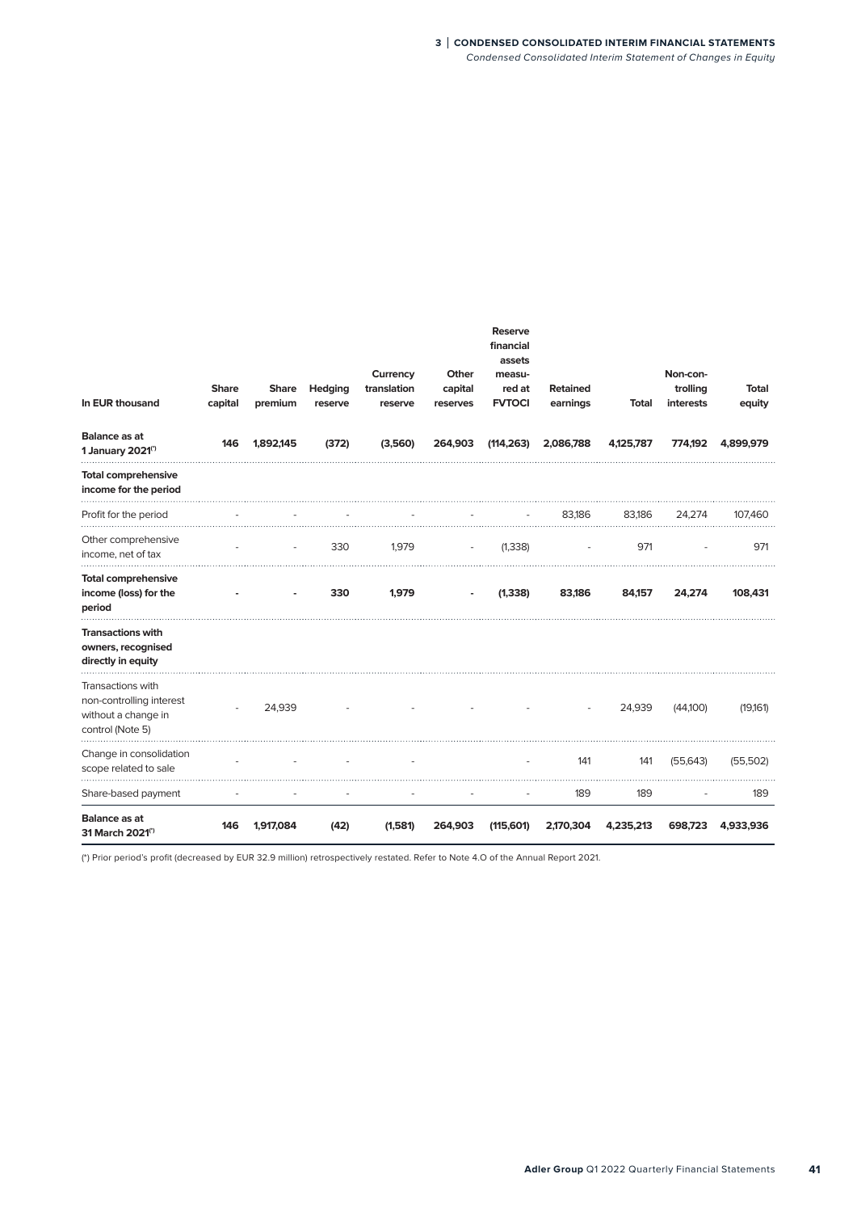| In EUR thousand | Share capital | Share premium | Hedging reserve | Currency translation reserve | Other capital reserves | Reserve financial assets measu-red at FVTOCI | Retained earnings | Total | Non-con-trolling interests | Total equity |
|---|---|---|---|---|---|---|---|---|---|---|
| **Balance as at 1 January 2021(*)** | **146** | **1,892,145** | **(372)** | **(3,560)** | **264,903** | **(114,263)** | **2,086,788** | **4,125,787** | **774,192** | **4,899,979** |
| **Total comprehensive income for the period** | | | | | | | | | | |
| Profit for the period | - | - | - | - | - | - | 83,186 | 83,186 | 24,274 | 107,460 |
| Other comprehensive income, net of tax | - | - | 330 | 1,979 | - | (1,338) | - | 971 | - | 971 |
| **Total comprehensive income (loss) for the period** | **-** | **-** | **330** | **1,979** | **-** | **(1,338)** | **83,186** | **84,157** | **24,274** | **108,431** |
| **Transactions with owners, recognised directly in equity** | | | | | | | | | | |
| Transactions with non-controlling interest without a change in control (Note 5) | - | 24,939 | - | - | - | - | - | 24,939 | (44,100) | (19,161) |
| Change in consolidation scope related to sale | - | - | - | - | | - | 141 | 141 | (55,643) | (55,502) |
| Share-based payment | - | - | - | - | - | - | 189 | 189 | - | 189 |
| **Balance as at 31 March 2021(*)** | **146** | **1,917,084** | **(42)** | **(1,581)** | **264,903** | **(115,601)** | **2,170,304** | **4,235,213** | **698,723** | **4,933,936** |

(*) Prior period's profit (decreased by EUR 32.9 million) retrospectively restated. Refer to Note 4.O of the Annual Report 2021.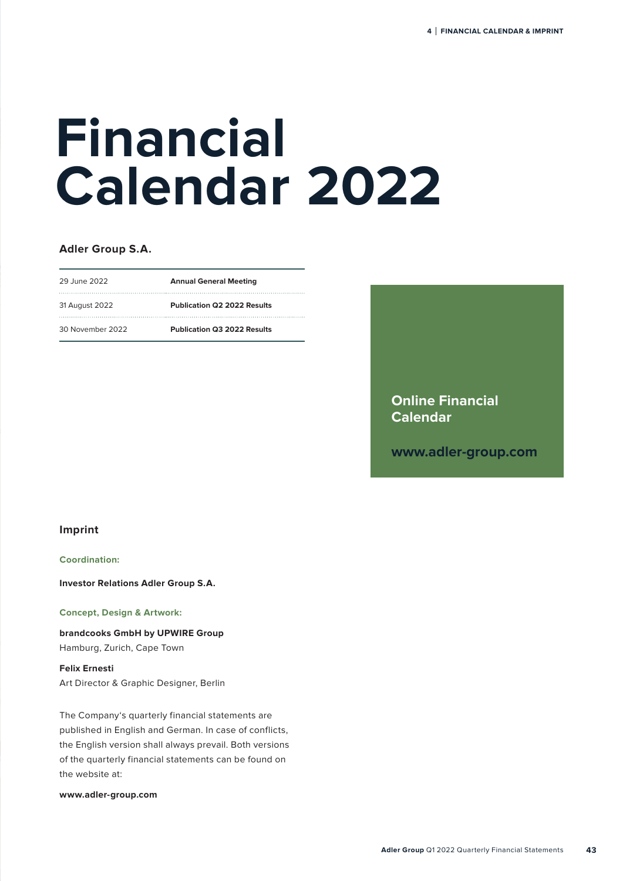# Financial Calendar 2022

## Adler Group S.A.

| | |
|---|---|
| 29 June 2022 | **Annual General Meeting** |
| 31 August 2022 | **Publication Q2 2022 Results** |
| 30 November 2022 | **Publication Q3 2022 Results** |

**Online Financial Calendar**

**www.adler-group.com**

## Imprint

**Coordination:**

**Investor Relations Adler Group S.A.**

**Concept, Design & Artwork:**

**brandcooks GmbH by UPWIRE Group**
Hamburg, Zurich, Cape Town

**Felix Ernesti**
Art Director & Graphic Designer, Berlin

The Company's quarterly financial statements are published in English and German. In case of conflicts, the English version shall always prevail. Both versions of the quarterly financial statements can be found on the website at:

**www.adler-group.com**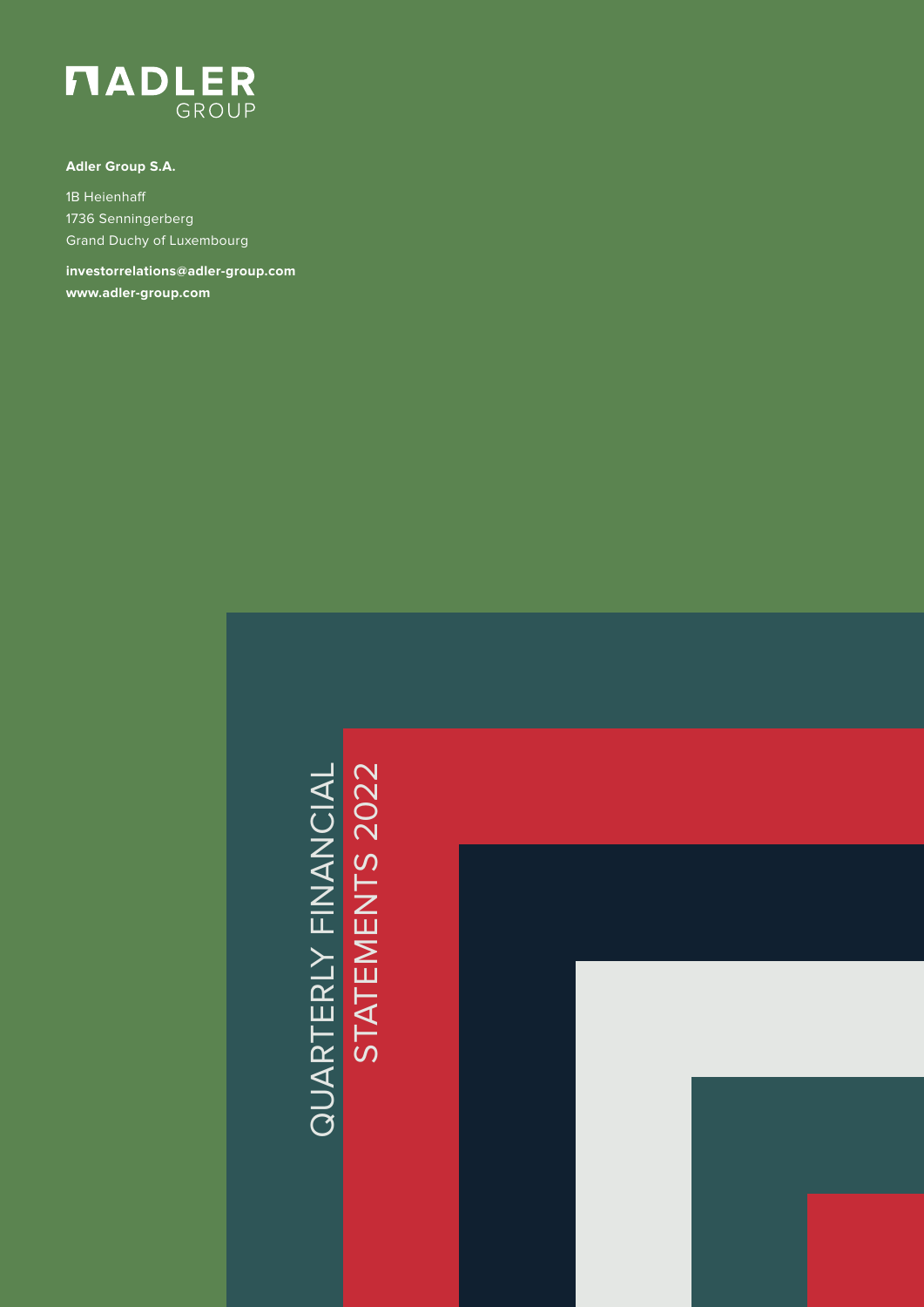ADLER GROUP

**Adler Group S.A.**

1B Heienhaff
1736 Senningerberg
Grand Duchy of Luxembourg

**investorrelations@adler-group.com**
**www.adler-group.com**

QUARTERLY FINANCIAL STATEMENTS 2022